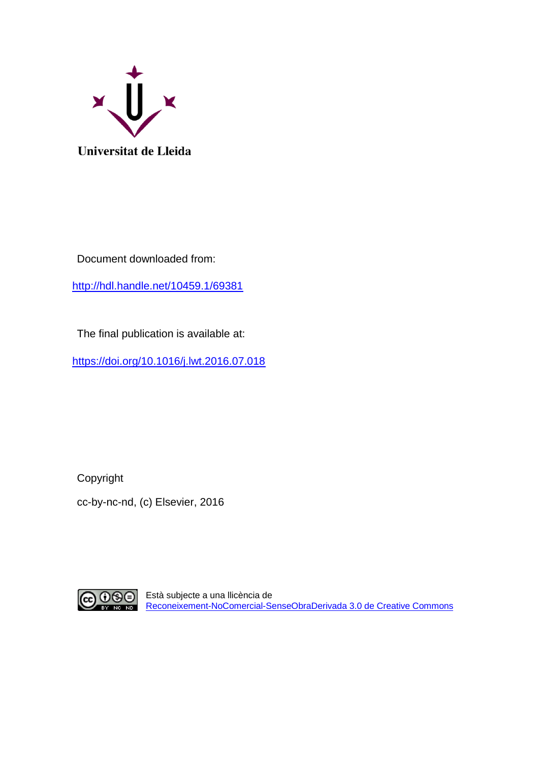Universitat de Lleida

Document downloaded from:

http://hdl.handle.net/10459.1/69381

The final publication is available at:

https://doi.org/10.1016/j.lwt.2016.07.018

Copyright

cc-by-nc-nd, (c) Elsevier, 2016

Està subjecte a una llicència de Reconeixement-NoComercial-SenseObraDerivada 3.0 de Creative Commons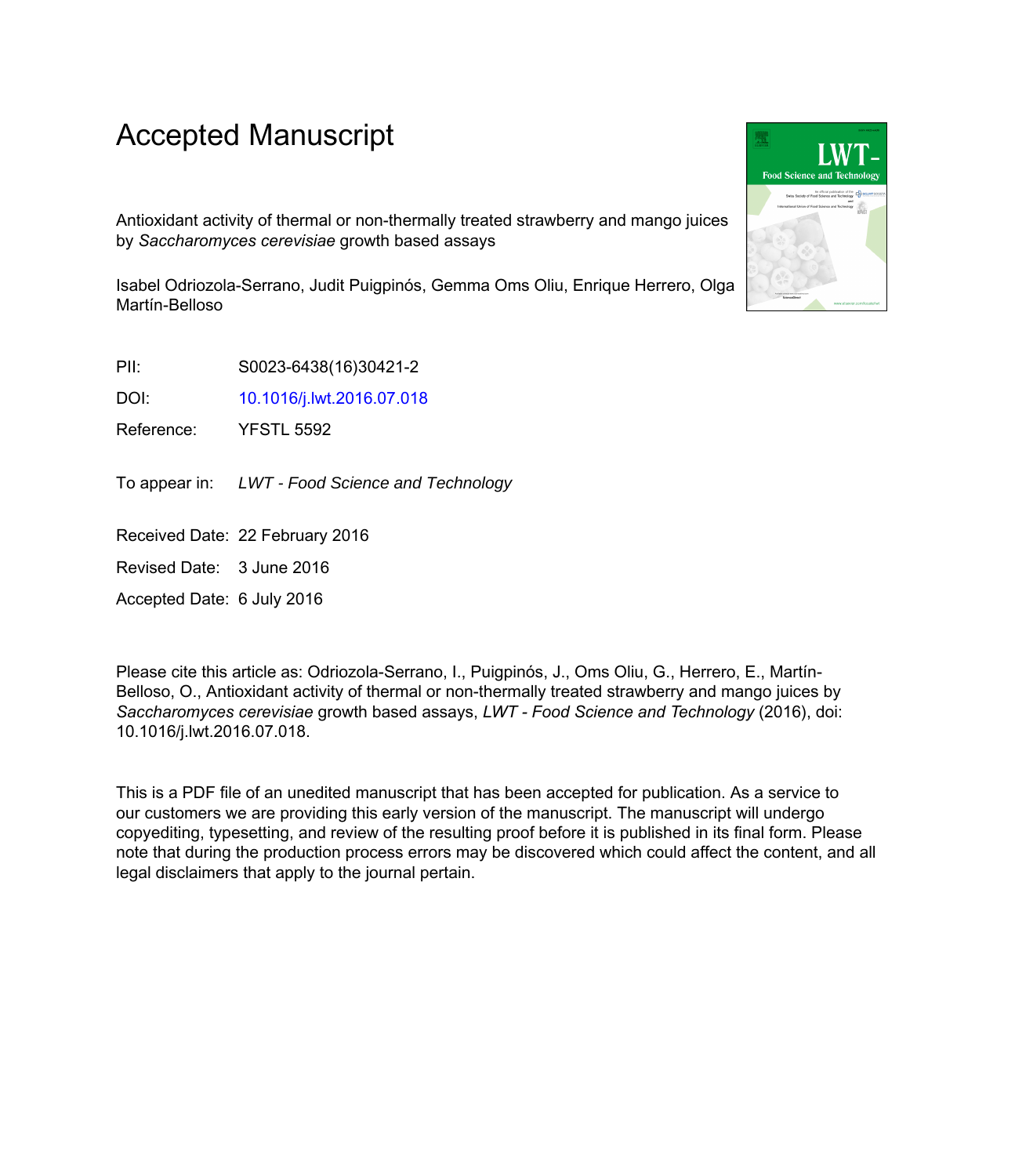# Accepted Manuscript

Antioxidant activity of thermal or non-thermally treated strawberry and mango juices by *Saccharomyces cerevisiae* growth based assays

Isabel Odriozola-Serrano, Judit Puigpinós, Gemma Oms Oliu, Enrique Herrero, Olga Martín-Belloso

PII: S0023-6438(16)30421-2

DOI: 10.1016/j.lwt.2016.07.018

Reference: YFSTL 5592

To appear in: *LWT - Food Science and Technology*

Received Date: 22 February 2016

Revised Date: 3 June 2016

Accepted Date: 6 July 2016

Please cite this article as: Odriozola-Serrano, I., Puigpinós, J., Oms Oliu, G., Herrero, E., Martín-Belloso, O., Antioxidant activity of thermal or non-thermally treated strawberry and mango juices by *Saccharomyces cerevisiae* growth based assays, *LWT - Food Science and Technology* (2016), doi: 10.1016/j.lwt.2016.07.018.

This is a PDF file of an unedited manuscript that has been accepted for publication. As a service to our customers we are providing this early version of the manuscript. The manuscript will undergo copyediting, typesetting, and review of the resulting proof before it is published in its final form. Please note that during the production process errors may be discovered which could affect the content, and all legal disclaimers that apply to the journal pertain.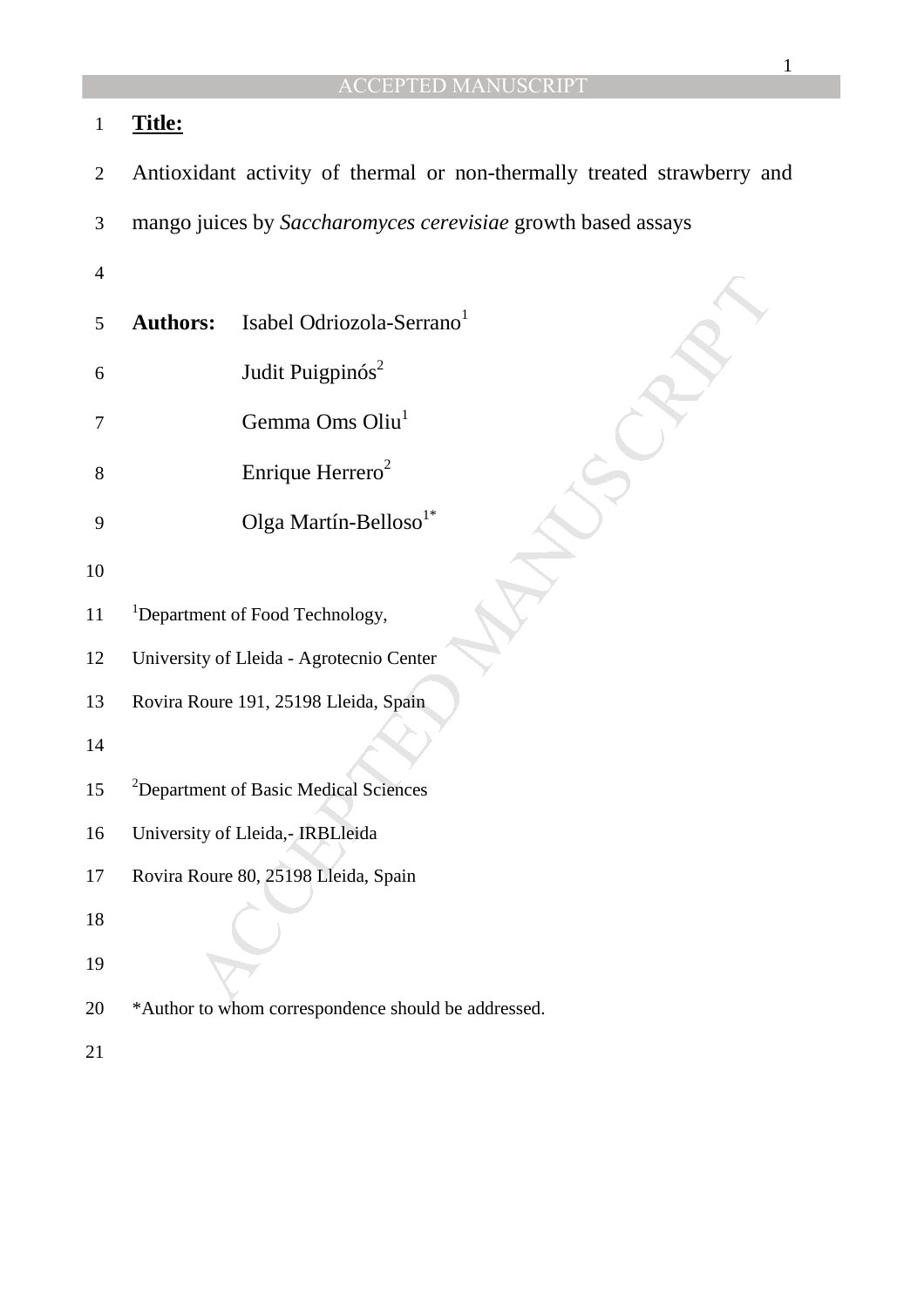**Title:**

Antioxidant activity of thermal or non-thermally treated strawberry and mango juices by *Saccharomyces cerevisiae* growth based assays

**Authors:** Isabel Odriozola-Serrano[1]

Judit Puigpinós[2]

Gemma Oms Oliu[1]

Enrique Herrero[2]

Olga Martín-Belloso[1*]

[1]Department of Food Technology,

University of Lleida - Agrotecnio Center

Rovira Roure 191, 25198 Lleida, Spain

[2]Department of Basic Medical Sciences

University of Lleida,- IRBLleida

Rovira Roure 80, 25198 Lleida, Spain

*Author to whom correspondence should be addressed.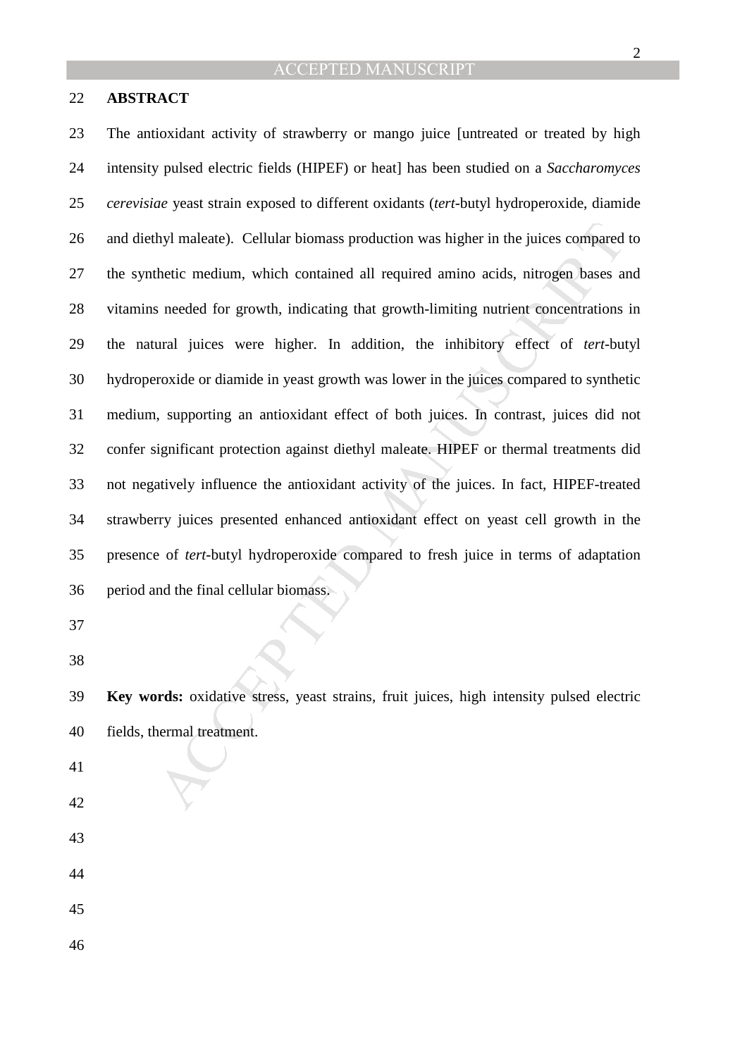## ABSTRACT

The antioxidant activity of strawberry or mango juice [untreated or treated by high intensity pulsed electric fields (HIPEF) or heat] has been studied on a *Saccharomyces cerevisiae* yeast strain exposed to different oxidants (*tert*-butyl hydroperoxide, diamide and diethyl maleate). Cellular biomass production was higher in the juices compared to the synthetic medium, which contained all required amino acids, nitrogen bases and vitamins needed for growth, indicating that growth-limiting nutrient concentrations in the natural juices were higher. In addition, the inhibitory effect of *tert*-butyl hydroperoxide or diamide in yeast growth was lower in the juices compared to synthetic medium, supporting an antioxidant effect of both juices. In contrast, juices did not confer significant protection against diethyl maleate. HIPEF or thermal treatments did not negatively influence the antioxidant activity of the juices. In fact, HIPEF-treated strawberry juices presented enhanced antioxidant effect on yeast cell growth in the presence of *tert*-butyl hydroperoxide compared to fresh juice in terms of adaptation period and the final cellular biomass.

**Key words:** oxidative stress, yeast strains, fruit juices, high intensity pulsed electric fields, thermal treatment.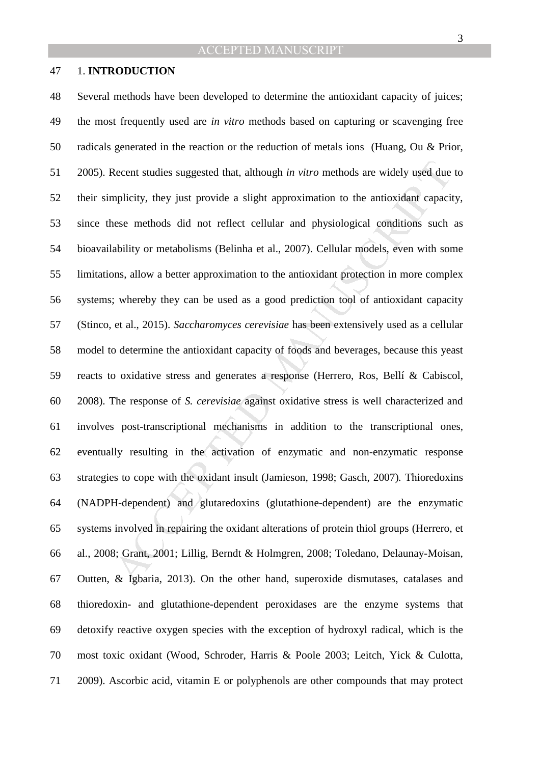## 1. INTRODUCTION

Several methods have been developed to determine the antioxidant capacity of juices; the most frequently used are *in vitro* methods based on capturing or scavenging free radicals generated in the reaction or the reduction of metals ions (Huang, Ou & Prior, 2005). Recent studies suggested that, although *in vitro* methods are widely used due to their simplicity, they just provide a slight approximation to the antioxidant capacity, since these methods did not reflect cellular and physiological conditions such as bioavailability or metabolisms (Belinha et al., 2007). Cellular models, even with some limitations, allow a better approximation to the antioxidant protection in more complex systems; whereby they can be used as a good prediction tool of antioxidant capacity (Stinco, et al., 2015). *Saccharomyces cerevisiae* has been extensively used as a cellular model to determine the antioxidant capacity of foods and beverages, because this yeast reacts to oxidative stress and generates a response (Herrero, Ros, Bellí & Cabiscol, 2008). The response of *S. cerevisiae* against oxidative stress is well characterized and involves post-transcriptional mechanisms in addition to the transcriptional ones, eventually resulting in the activation of enzymatic and non-enzymatic response strategies to cope with the oxidant insult (Jamieson, 1998; Gasch, 2007). Thioredoxins (NADPH-dependent) and glutaredoxins (glutathione-dependent) are the enzymatic systems involved in repairing the oxidant alterations of protein thiol groups (Herrero, et al., 2008; Grant, 2001; Lillig, Berndt & Holmgren, 2008; Toledano, Delaunay-Moisan, Outten, & Igbaria, 2013). On the other hand, superoxide dismutases, catalases and thioredoxin- and glutathione-dependent peroxidases are the enzyme systems that detoxify reactive oxygen species with the exception of hydroxyl radical, which is the most toxic oxidant (Wood, Schroder, Harris & Poole 2003; Leitch, Yick & Culotta, 2009). Ascorbic acid, vitamin E or polyphenols are other compounds that may protect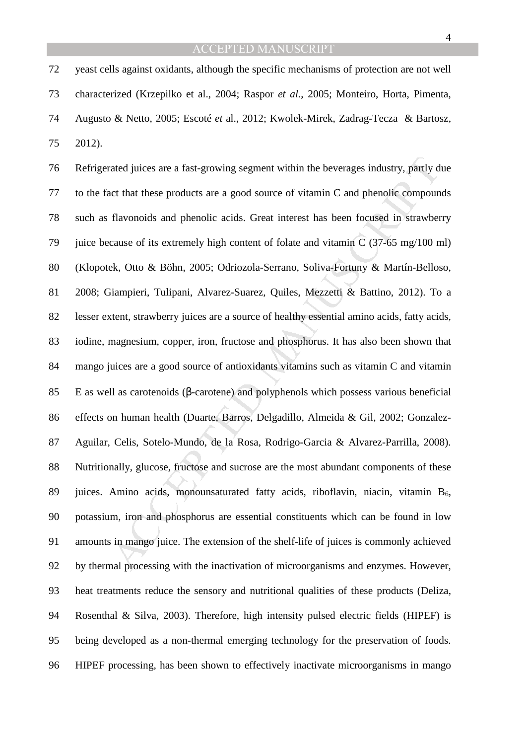yeast cells against oxidants, although the specific mechanisms of protection are not well characterized (Krzepilko et al., 2004; Raspor *et al.*, 2005; Monteiro, Horta, Pimenta, Augusto & Netto, 2005; Escoté *et* al., 2012; Kwolek-Mirek, Zadrag-Tecza & Bartosz, 2012).

Refrigerated juices are a fast-growing segment within the beverages industry, partly due to the fact that these products are a good source of vitamin C and phenolic compounds such as flavonoids and phenolic acids. Great interest has been focused in strawberry juice because of its extremely high content of folate and vitamin C (37-65 mg/100 ml) (Klopotek, Otto & Böhn, 2005; Odriozola-Serrano, Soliva-Fortuny & Martín-Belloso, 2008; Giampieri, Tulipani, Alvarez-Suarez, Quiles, Mezzetti & Battino, 2012). To a lesser extent, strawberry juices are a source of healthy essential amino acids, fatty acids, iodine, magnesium, copper, iron, fructose and phosphorus. It has also been shown that mango juices are a good source of antioxidants vitamins such as vitamin C and vitamin E as well as carotenoids (β-carotene) and polyphenols which possess various beneficial effects on human health (Duarte, Barros, Delgadillo, Almeida & Gil, 2002; Gonzalez-Aguilar, Celis, Sotelo-Mundo, de la Rosa, Rodrigo-Garcia & Alvarez-Parrilla, 2008). Nutritionally, glucose, fructose and sucrose are the most abundant components of these juices. Amino acids, monounsaturated fatty acids, riboflavin, niacin, vitamin $B_6$, potassium, iron and phosphorus are essential constituents which can be found in low amounts in mango juice. The extension of the shelf-life of juices is commonly achieved by thermal processing with the inactivation of microorganisms and enzymes. However, heat treatments reduce the sensory and nutritional qualities of these products (Deliza, Rosenthal & Silva, 2003). Therefore, high intensity pulsed electric fields (HIPEF) is being developed as a non-thermal emerging technology for the preservation of foods. HIPEF processing, has been shown to effectively inactivate microorganisms in mango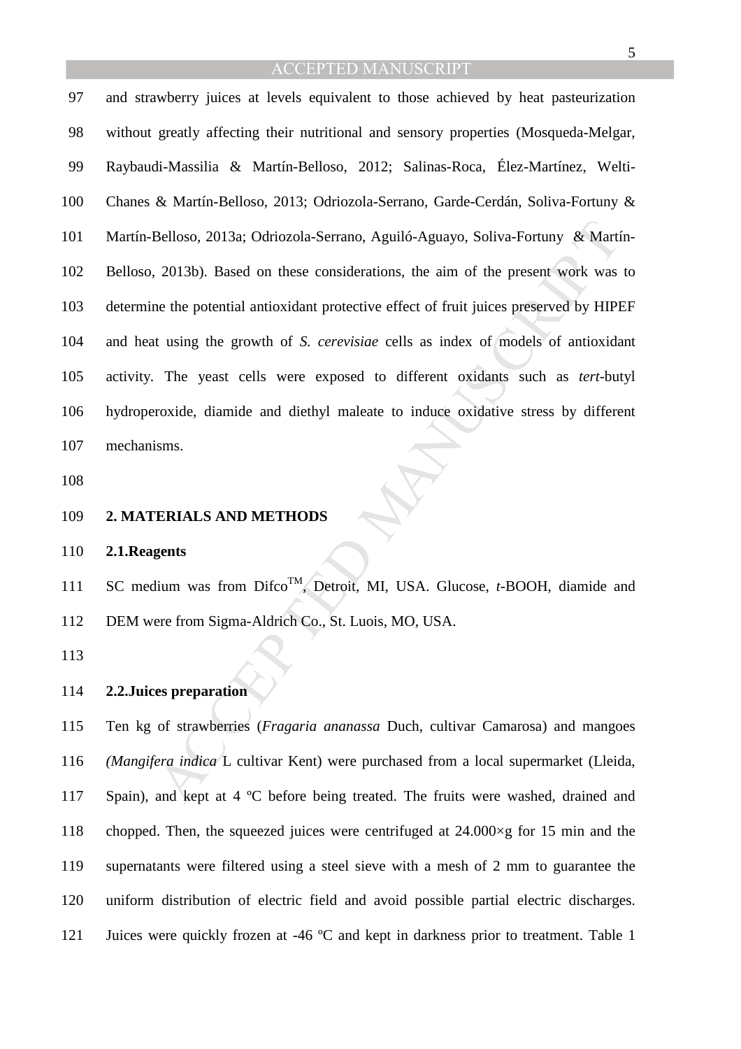and strawberry juices at levels equivalent to those achieved by heat pasteurization without greatly affecting their nutritional and sensory properties (Mosqueda-Melgar, Raybaudi-Massilia & Martín-Belloso, 2012; Salinas-Roca, Élez-Martínez, Welti-Chanes & Martín-Belloso, 2013; Odriozola-Serrano, Garde-Cerdán, Soliva-Fortuny & Martín-Belloso, 2013a; Odriozola-Serrano, Aguiló-Aguayo, Soliva-Fortuny & Martín-Belloso, 2013b). Based on these considerations, the aim of the present work was to determine the potential antioxidant protective effect of fruit juices preserved by HIPEF and heat using the growth of *S. cerevisiae* cells as index of models of antioxidant activity. The yeast cells were exposed to different oxidants such as *tert*-butyl hydroperoxide, diamide and diethyl maleate to induce oxidative stress by different mechanisms.

## 2. MATERIALS AND METHODS

### 2.1.Reagents

SC medium was from Difco™, Detroit, MI, USA. Glucose, *t*-BOOH, diamide and DEM were from Sigma-Aldrich Co., St. Luois, MO, USA.

### 2.2.Juices preparation

Ten kg of strawberries (*Fragaria ananassa* Duch, cultivar Camarosa) and mangoes *(Mangifera indica* L cultivar Kent) were purchased from a local supermarket (Lleida, Spain), and kept at 4 ºC before being treated. The fruits were washed, drained and chopped. Then, the squeezed juices were centrifuged at 24.000×g for 15 min and the supernatants were filtered using a steel sieve with a mesh of 2 mm to guarantee the uniform distribution of electric field and avoid possible partial electric discharges. Juices were quickly frozen at -46 ºC and kept in darkness prior to treatment. Table 1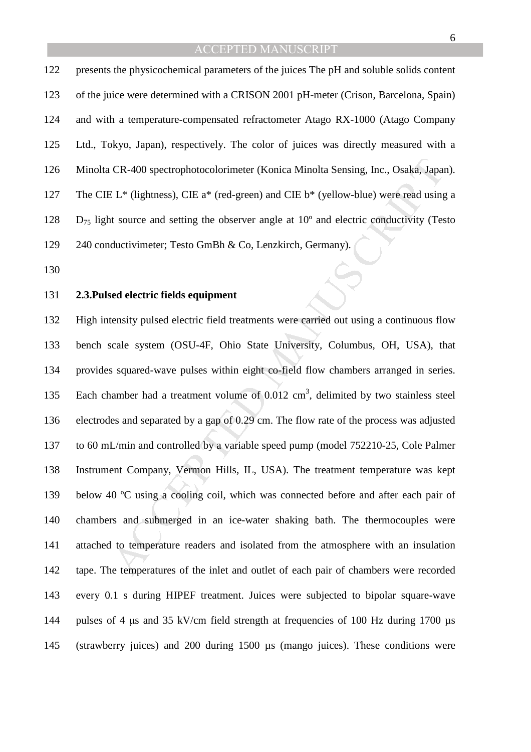presents the physicochemical parameters of the juices The pH and soluble solids content of the juice were determined with a CRISON 2001 pH-meter (Crison, Barcelona, Spain) and with a temperature-compensated refractometer Atago RX-1000 (Atago Company Ltd., Tokyo, Japan), respectively. The color of juices was directly measured with a Minolta CR-400 spectrophotocolorimeter (Konica Minolta Sensing, Inc., Osaka, Japan). The CIE L* (lightness), CIE a* (red-green) and CIE b* (yellow-blue) were read using a $D_{75}$ light source and setting the observer angle at 10º and electric conductivity (Testo 240 conductivimeter; Testo GmBh & Co, Lenzkirch, Germany).

### 2.3. Pulsed electric fields equipment

High intensity pulsed electric field treatments were carried out using a continuous flow bench scale system (OSU-4F, Ohio State University, Columbus, OH, USA), that provides squared-wave pulses within eight co-field flow chambers arranged in series. Each chamber had a treatment volume of 0.012 $cm^3$, delimited by two stainless steel electrodes and separated by a gap of 0.29 cm. The flow rate of the process was adjusted to 60 mL/min and controlled by a variable speed pump (model 752210-25, Cole Palmer Instrument Company, Vermon Hills, IL, USA). The treatment temperature was kept below 40 ºC using a cooling coil, which was connected before and after each pair of chambers and submerged in an ice-water shaking bath. The thermocouples were attached to temperature readers and isolated from the atmosphere with an insulation tape. The temperatures of the inlet and outlet of each pair of chambers were recorded every 0.1 s during HIPEF treatment. Juices were subjected to bipolar square-wave pulses of 4 μs and 35 kV/cm field strength at frequencies of 100 Hz during 1700 μs (strawberry juices) and 200 during 1500 μs (mango juices). These conditions were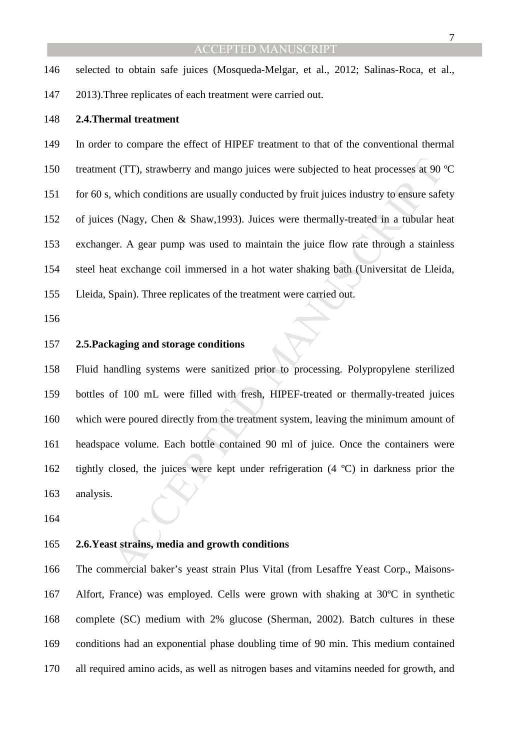selected to obtain safe juices (Mosqueda-Melgar, et al., 2012; Salinas-Roca, et al., 2013).Three replicates of each treatment were carried out.

## 2.4.Thermal treatment

In order to compare the effect of HIPEF treatment to that of the conventional thermal treatment (TT), strawberry and mango juices were subjected to heat processes at 90 ºC for 60 s, which conditions are usually conducted by fruit juices industry to ensure safety of juices (Nagy, Chen & Shaw,1993). Juices were thermally-treated in a tubular heat exchanger. A gear pump was used to maintain the juice flow rate through a stainless steel heat exchange coil immersed in a hot water shaking bath (Universitat de Lleida, Lleida, Spain). Three replicates of the treatment were carried out.

## 2.5.Packaging and storage conditions

Fluid handling systems were sanitized prior to processing. Polypropylene sterilized bottles of 100 mL were filled with fresh, HIPEF-treated or thermally-treated juices which were poured directly from the treatment system, leaving the minimum amount of headspace volume. Each bottle contained 90 ml of juice. Once the containers were tightly closed, the juices were kept under refrigeration (4 ºC) in darkness prior the analysis.

## 2.6.Yeast strains, media and growth conditions

The commercial baker's yeast strain Plus Vital (from Lesaffre Yeast Corp., Maisons-Alfort, France) was employed. Cells were grown with shaking at 30ºC in synthetic complete (SC) medium with 2% glucose (Sherman, 2002). Batch cultures in these conditions had an exponential phase doubling time of 90 min. This medium contained all required amino acids, as well as nitrogen bases and vitamins needed for growth, and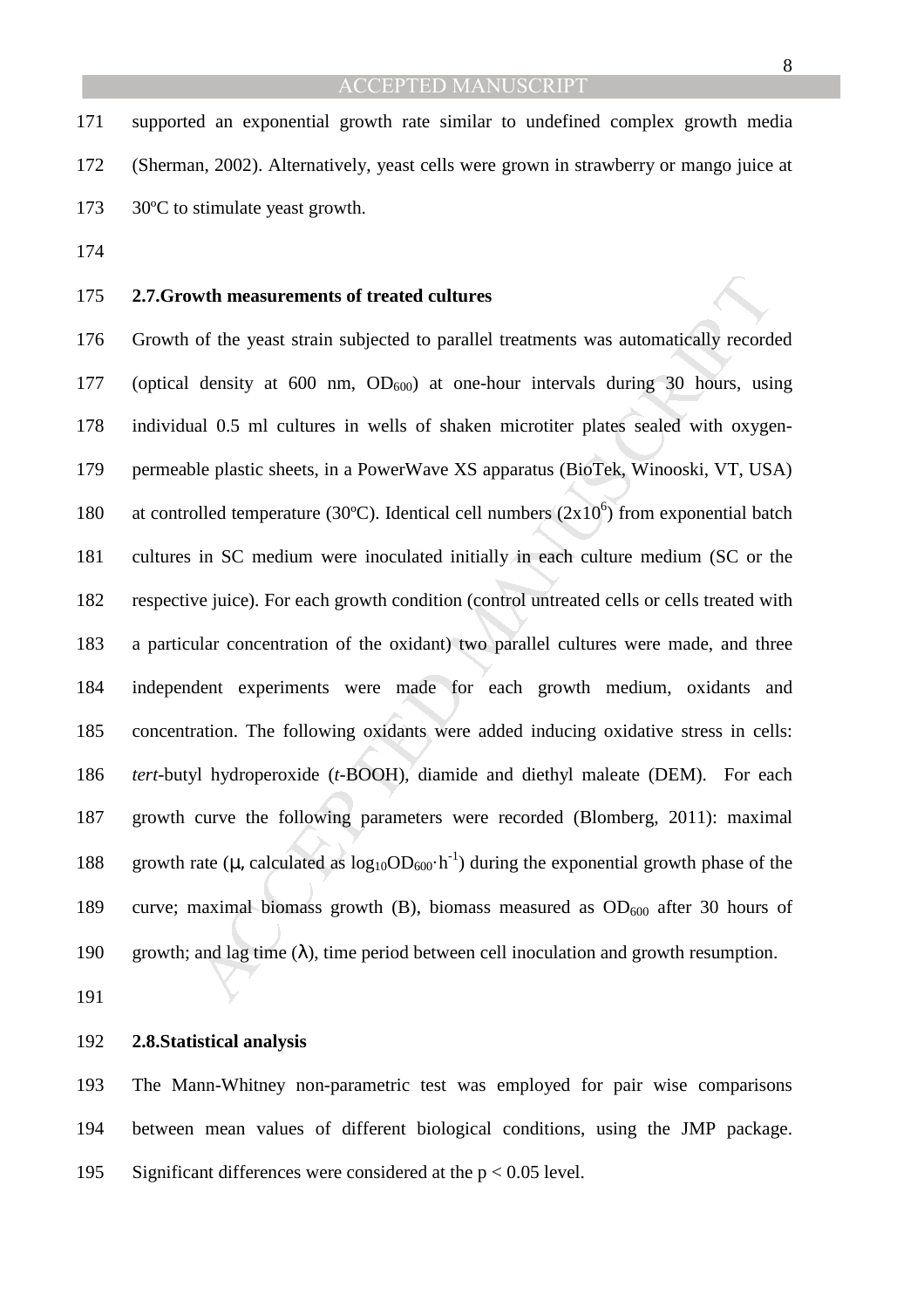supported an exponential growth rate similar to undefined complex growth media (Sherman, 2002). Alternatively, yeast cells were grown in strawberry or mango juice at 30ºC to stimulate yeast growth.

### 2.7. Growth measurements of treated cultures

Growth of the yeast strain subjected to parallel treatments was automatically recorded (optical density at 600 nm, $OD_{600}$) at one-hour intervals during 30 hours, using individual 0.5 ml cultures in wells of shaken microtiter plates sealed with oxygen-permeable plastic sheets, in a PowerWave XS apparatus (BioTek, Winooski, VT, USA) at controlled temperature (30ºC). Identical cell numbers ($2 \times 10^6$) from exponential batch cultures in SC medium were inoculated initially in each culture medium (SC or the respective juice). For each growth condition (control untreated cells or cells treated with a particular concentration of the oxidant) two parallel cultures were made, and three independent experiments were made for each growth medium, oxidants and concentration. The following oxidants were added inducing oxidative stress in cells: *tert*-butyl hydroperoxide (*t*-BOOH), diamide and diethyl maleate (DEM). For each growth curve the following parameters were recorded (Blomberg, 2011): maximal growth rate ($\mu$, calculated as $\log_{10}OD_{600} \cdot h^{-1}$) during the exponential growth phase of the curve; maximal biomass growth (B), biomass measured as $OD_{600}$ after 30 hours of growth; and lag time ($\lambda$), time period between cell inoculation and growth resumption.

### 2.8. Statistical analysis

The Mann-Whitney non-parametric test was employed for pair wise comparisons between mean values of different biological conditions, using the JMP package. Significant differences were considered at the $p < 0.05$ level.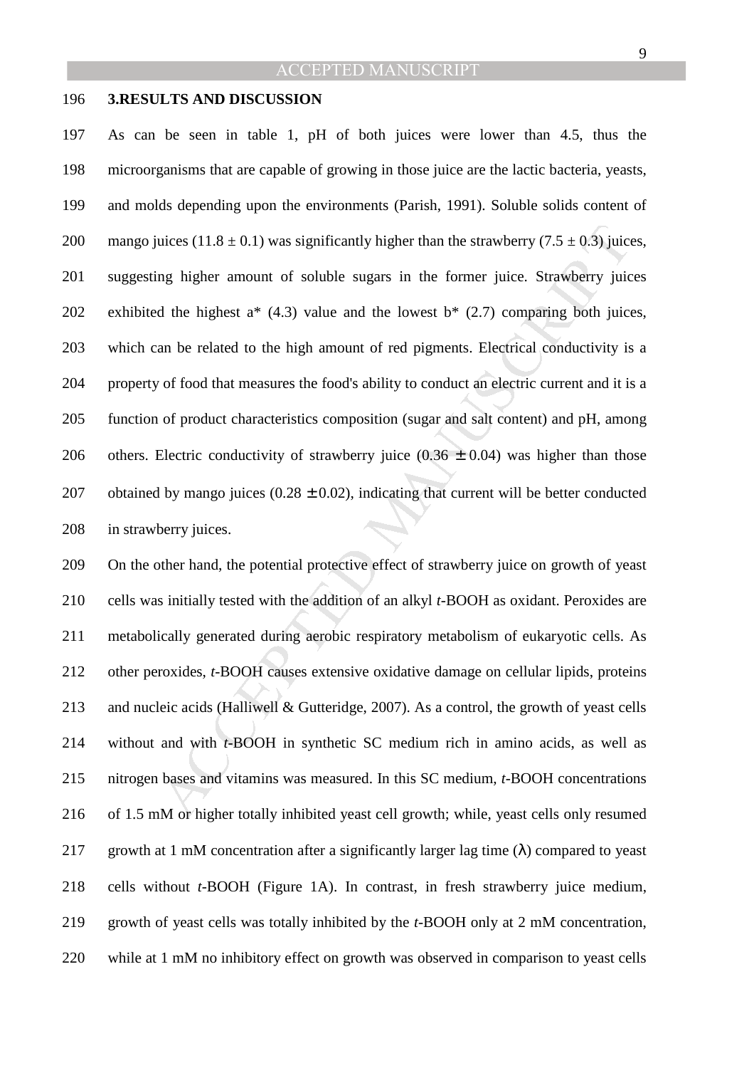## 3.RESULTS AND DISCUSSION

As can be seen in table 1, pH of both juices were lower than 4.5, thus the microorganisms that are capable of growing in those juice are the lactic bacteria, yeasts, and molds depending upon the environments (Parish, 1991). Soluble solids content of mango juices (11.8 ± 0.1) was significantly higher than the strawberry (7.5 ± 0.3) juices, suggesting higher amount of soluble sugars in the former juice. Strawberry juices exhibited the highest a* (4.3) value and the lowest b* (2.7) comparing both juices, which can be related to the high amount of red pigments. Electrical conductivity is a property of food that measures the food's ability to conduct an electric current and it is a function of product characteristics composition (sugar and salt content) and pH, among others. Electric conductivity of strawberry juice (0.36 ± 0.04) was higher than those obtained by mango juices (0.28 ± 0.02), indicating that current will be better conducted in strawberry juices.

On the other hand, the potential protective effect of strawberry juice on growth of yeast cells was initially tested with the addition of an alkyl *t*-BOOH as oxidant. Peroxides are metabolically generated during aerobic respiratory metabolism of eukaryotic cells. As other peroxides, *t*-BOOH causes extensive oxidative damage on cellular lipids, proteins and nucleic acids (Halliwell & Gutteridge, 2007). As a control, the growth of yeast cells without and with *t*-BOOH in synthetic SC medium rich in amino acids, as well as nitrogen bases and vitamins was measured. In this SC medium, *t*-BOOH concentrations of 1.5 mM or higher totally inhibited yeast cell growth; while, yeast cells only resumed growth at 1 mM concentration after a significantly larger lag time ($\lambda$) compared to yeast cells without *t*-BOOH (Figure 1A). In contrast, in fresh strawberry juice medium, growth of yeast cells was totally inhibited by the *t*-BOOH only at 2 mM concentration, while at 1 mM no inhibitory effect on growth was observed in comparison to yeast cells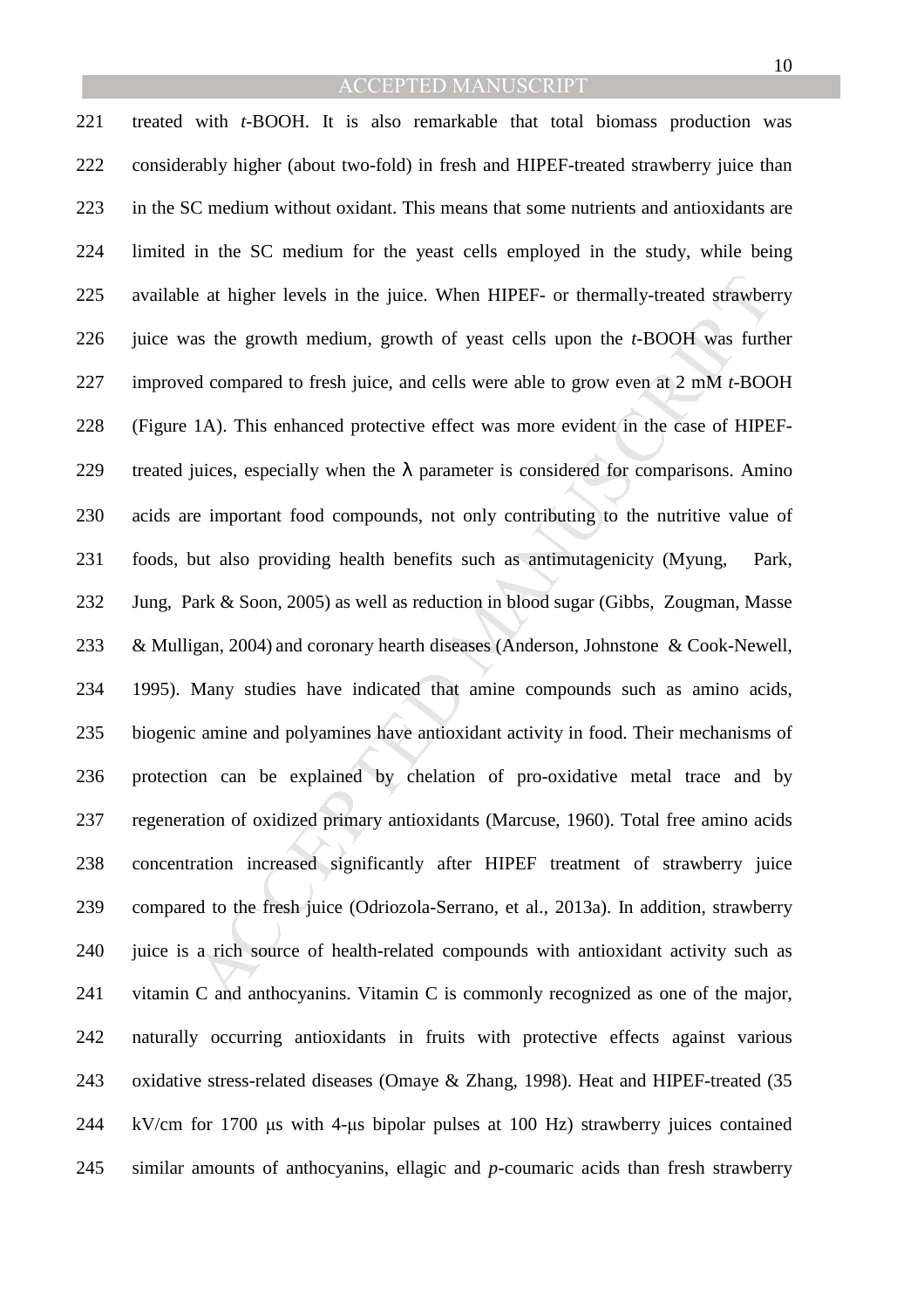treated with *t*-BOOH. It is also remarkable that total biomass production was considerably higher (about two-fold) in fresh and HIPEF-treated strawberry juice than in the SC medium without oxidant. This means that some nutrients and antioxidants are limited in the SC medium for the yeast cells employed in the study, while being available at higher levels in the juice. When HIPEF- or thermally-treated strawberry juice was the growth medium, growth of yeast cells upon the *t*-BOOH was further improved compared to fresh juice, and cells were able to grow even at 2 mM *t*-BOOH (Figure 1A). This enhanced protective effect was more evident in the case of HIPEF-treated juices, especially when the λ parameter is considered for comparisons. Amino acids are important food compounds, not only contributing to the nutritive value of foods, but also providing health benefits such as antimutagenicity (Myung, Park, Jung, Park & Soon, 2005) as well as reduction in blood sugar (Gibbs, Zougman, Masse & Mulligan, 2004) and coronary hearth diseases (Anderson, Johnstone & Cook-Newell, 1995). Many studies have indicated that amine compounds such as amino acids, biogenic amine and polyamines have antioxidant activity in food. Their mechanisms of protection can be explained by chelation of pro-oxidative metal trace and by regeneration of oxidized primary antioxidants (Marcuse, 1960). Total free amino acids concentration increased significantly after HIPEF treatment of strawberry juice compared to the fresh juice (Odriozola-Serrano, et al., 2013a). In addition, strawberry juice is a rich source of health-related compounds with antioxidant activity such as vitamin C and anthocyanins. Vitamin C is commonly recognized as one of the major, naturally occurring antioxidants in fruits with protective effects against various oxidative stress-related diseases (Omaye & Zhang, 1998). Heat and HIPEF-treated (35 kV/cm for 1700 μs with 4-μs bipolar pulses at 100 Hz) strawberry juices contained similar amounts of anthocyanins, ellagic and *p*-coumaric acids than fresh strawberry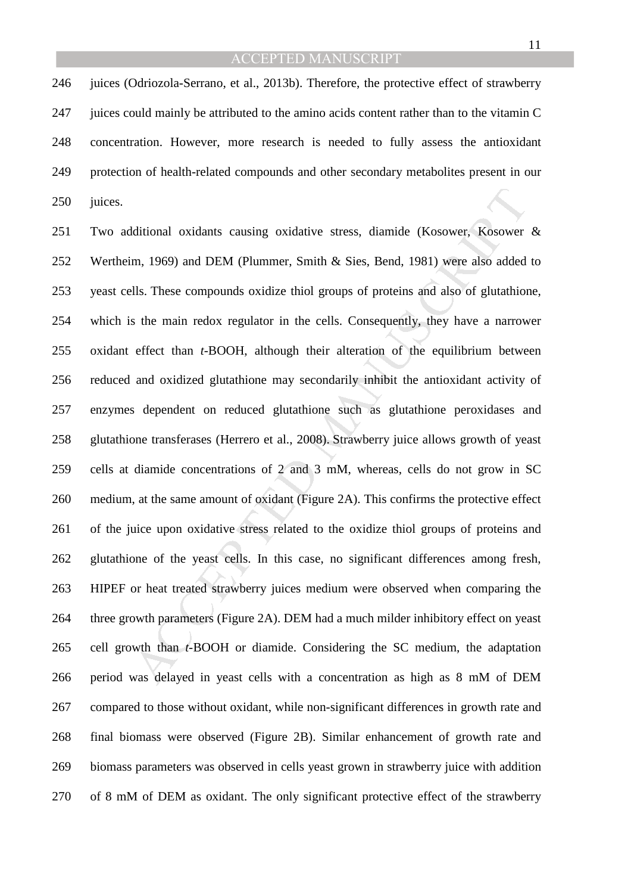juices (Odriozola-Serrano, et al., 2013b). Therefore, the protective effect of strawberry juices could mainly be attributed to the amino acids content rather than to the vitamin C concentration. However, more research is needed to fully assess the antioxidant protection of health-related compounds and other secondary metabolites present in our juices.

Two additional oxidants causing oxidative stress, diamide (Kosower, Kosower & Wertheim, 1969) and DEM (Plummer, Smith & Sies, Bend, 1981) were also added to yeast cells. These compounds oxidize thiol groups of proteins and also of glutathione, which is the main redox regulator in the cells. Consequently, they have a narrower oxidant effect than *t*-BOOH, although their alteration of the equilibrium between reduced and oxidized glutathione may secondarily inhibit the antioxidant activity of enzymes dependent on reduced glutathione such as glutathione peroxidases and glutathione transferases (Herrero et al., 2008). Strawberry juice allows growth of yeast cells at diamide concentrations of 2 and 3 mM, whereas, cells do not grow in SC medium, at the same amount of oxidant (Figure 2A). This confirms the protective effect of the juice upon oxidative stress related to the oxidize thiol groups of proteins and glutathione of the yeast cells. In this case, no significant differences among fresh, HIPEF or heat treated strawberry juices medium were observed when comparing the three growth parameters (Figure 2A). DEM had a much milder inhibitory effect on yeast cell growth than *t*-BOOH or diamide. Considering the SC medium, the adaptation period was delayed in yeast cells with a concentration as high as 8 mM of DEM compared to those without oxidant, while non-significant differences in growth rate and final biomass were observed (Figure 2B). Similar enhancement of growth rate and biomass parameters was observed in cells yeast grown in strawberry juice with addition of 8 mM of DEM as oxidant. The only significant protective effect of the strawberry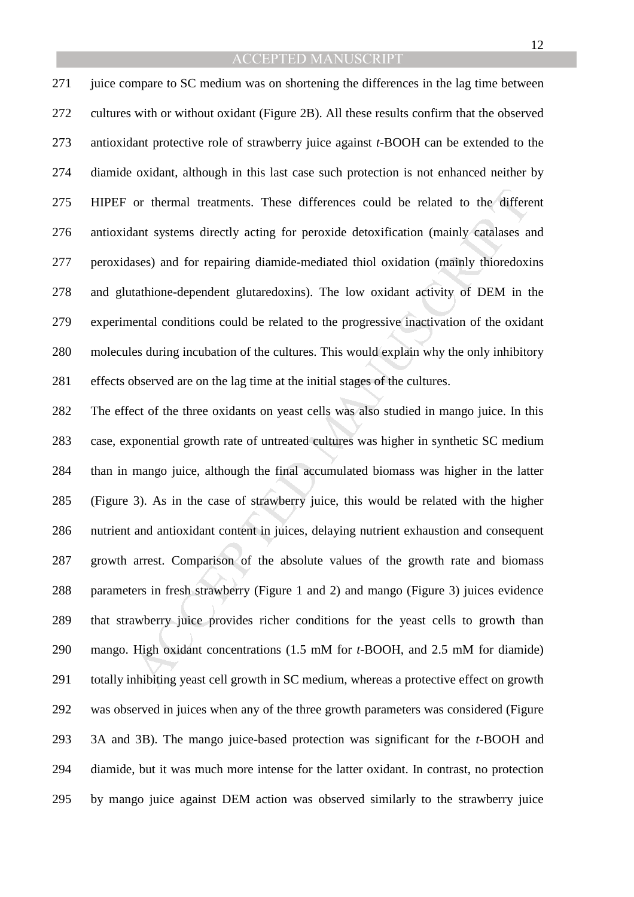juice compare to SC medium was on shortening the differences in the lag time between cultures with or without oxidant (Figure 2B). All these results confirm that the observed antioxidant protective role of strawberry juice against *t*-BOOH can be extended to the diamide oxidant, although in this last case such protection is not enhanced neither by HIPEF or thermal treatments. These differences could be related to the different antioxidant systems directly acting for peroxide detoxification (mainly catalases and peroxidases) and for repairing diamide-mediated thiol oxidation (mainly thioredoxins and glutathione-dependent glutaredoxins). The low oxidant activity of DEM in the experimental conditions could be related to the progressive inactivation of the oxidant molecules during incubation of the cultures. This would explain why the only inhibitory effects observed are on the lag time at the initial stages of the cultures.

The effect of the three oxidants on yeast cells was also studied in mango juice. In this case, exponential growth rate of untreated cultures was higher in synthetic SC medium than in mango juice, although the final accumulated biomass was higher in the latter (Figure 3). As in the case of strawberry juice, this would be related with the higher nutrient and antioxidant content in juices, delaying nutrient exhaustion and consequent growth arrest. Comparison of the absolute values of the growth rate and biomass parameters in fresh strawberry (Figure 1 and 2) and mango (Figure 3) juices evidence that strawberry juice provides richer conditions for the yeast cells to growth than mango. High oxidant concentrations (1.5 mM for *t*-BOOH, and 2.5 mM for diamide) totally inhibiting yeast cell growth in SC medium, whereas a protective effect on growth was observed in juices when any of the three growth parameters was considered (Figure 3A and 3B). The mango juice-based protection was significant for the *t*-BOOH and diamide, but it was much more intense for the latter oxidant. In contrast, no protection by mango juice against DEM action was observed similarly to the strawberry juice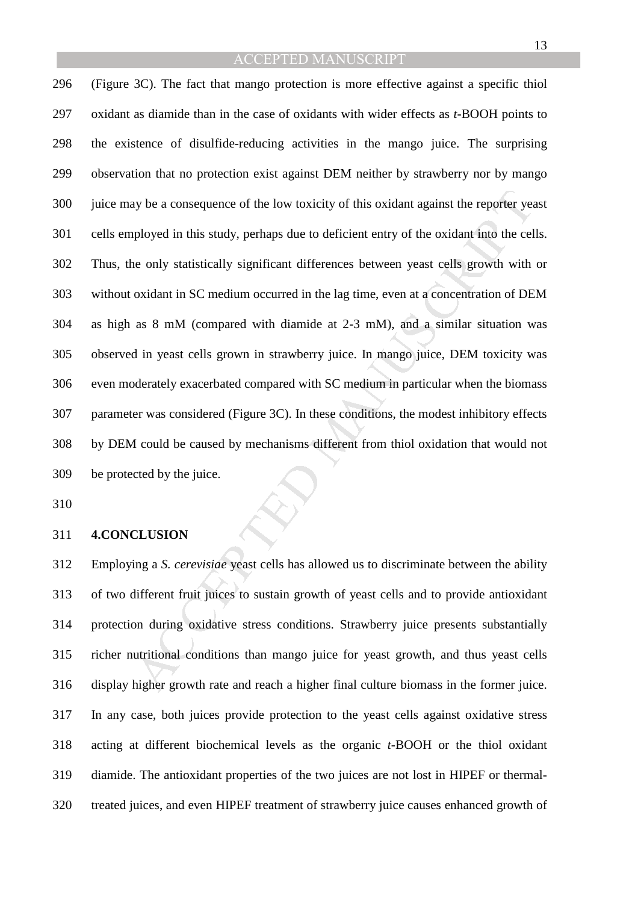(Figure 3C). The fact that mango protection is more effective against a specific thiol oxidant as diamide than in the case of oxidants with wider effects as *t*-BOOH points to the existence of disulfide-reducing activities in the mango juice. The surprising observation that no protection exist against DEM neither by strawberry nor by mango juice may be a consequence of the low toxicity of this oxidant against the reporter yeast cells employed in this study, perhaps due to deficient entry of the oxidant into the cells. Thus, the only statistically significant differences between yeast cells growth with or without oxidant in SC medium occurred in the lag time, even at a concentration of DEM as high as 8 mM (compared with diamide at 2-3 mM), and a similar situation was observed in yeast cells grown in strawberry juice. In mango juice, DEM toxicity was even moderately exacerbated compared with SC medium in particular when the biomass parameter was considered (Figure 3C). In these conditions, the modest inhibitory effects by DEM could be caused by mechanisms different from thiol oxidation that would not be protected by the juice.

## 4.CONCLUSION

Employing a *S. cerevisiae* yeast cells has allowed us to discriminate between the ability of two different fruit juices to sustain growth of yeast cells and to provide antioxidant protection during oxidative stress conditions. Strawberry juice presents substantially richer nutritional conditions than mango juice for yeast growth, and thus yeast cells display higher growth rate and reach a higher final culture biomass in the former juice. In any case, both juices provide protection to the yeast cells against oxidative stress acting at different biochemical levels as the organic *t*-BOOH or the thiol oxidant diamide. The antioxidant properties of the two juices are not lost in HIPEF or thermal-treated juices, and even HIPEF treatment of strawberry juice causes enhanced growth of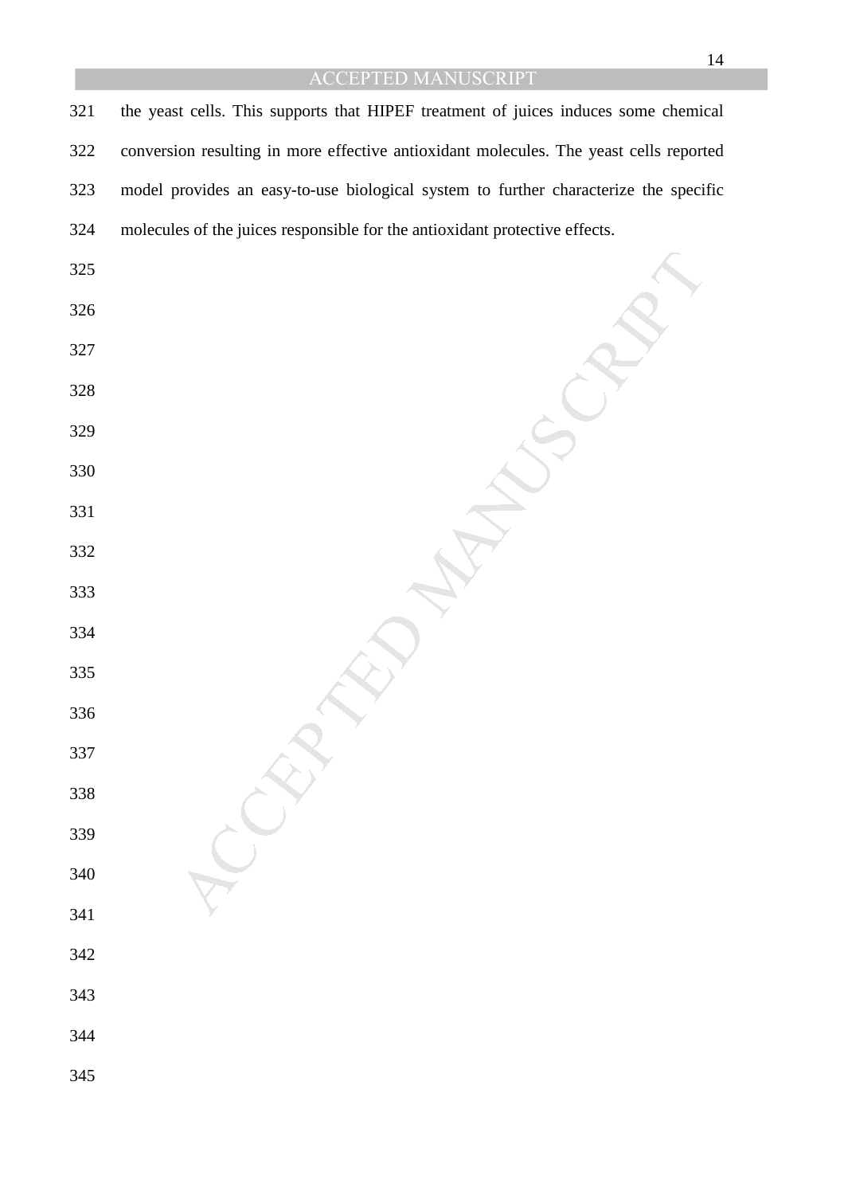the yeast cells. This supports that HIPEF treatment of juices induces some chemical conversion resulting in more effective antioxidant molecules. The yeast cells reported model provides an easy-to-use biological system to further characterize the specific molecules of the juices responsible for the antioxidant protective effects.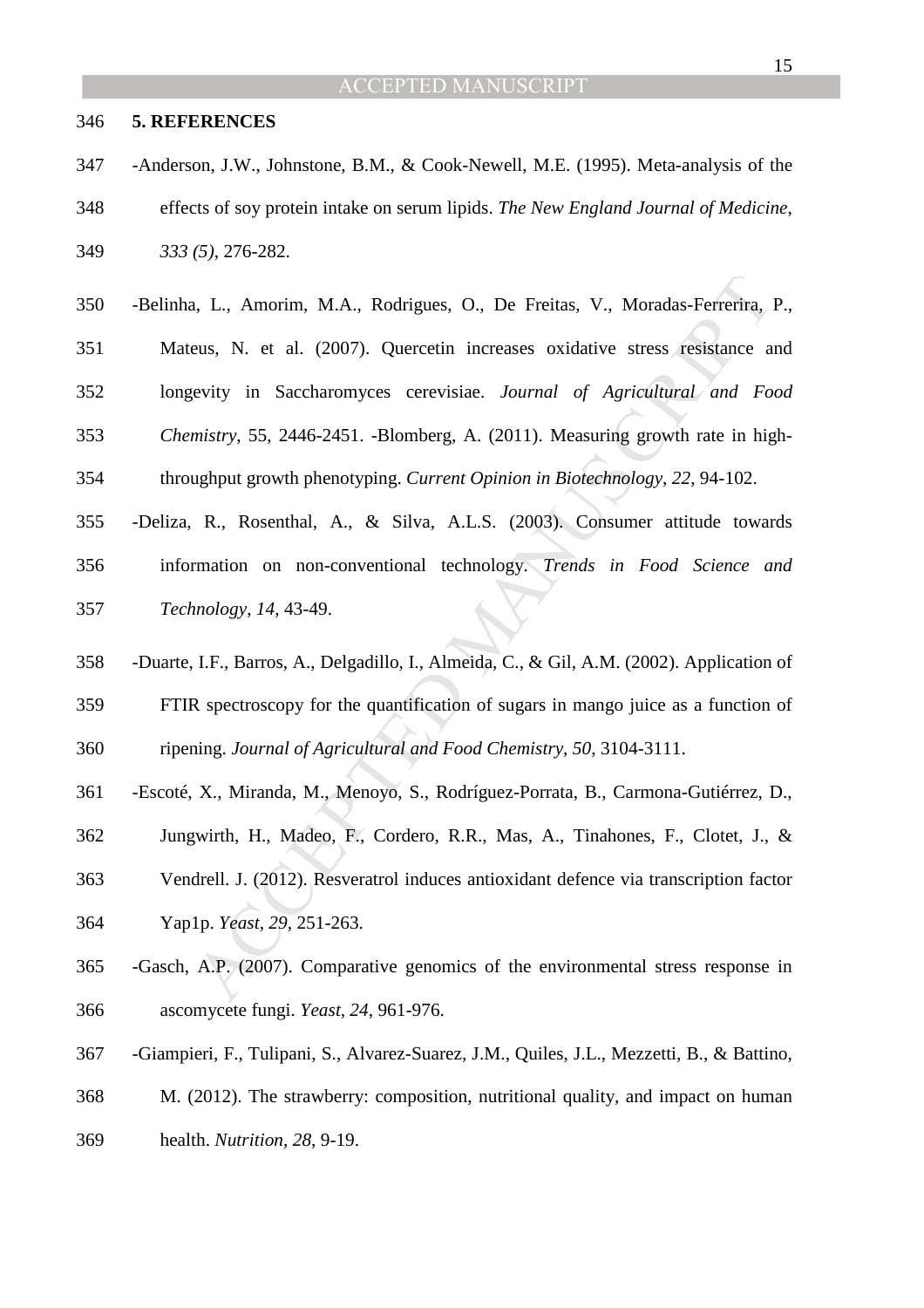## 5. REFERENCES

-Anderson, J.W., Johnstone, B.M., & Cook-Newell, M.E. (1995). Meta-analysis of the effects of soy protein intake on serum lipids. *The New England Journal of Medicine*, *333 (5)*, 276-282.

-Belinha, L., Amorim, M.A., Rodrigues, O., De Freitas, V., Moradas-Ferrerira, P., Mateus, N. et al. (2007). Quercetin increases oxidative stress resistance and longevity in Saccharomyces cerevisiae. *Journal of Agricultural and Food Chemistry*, 55, 2446-2451. -Blomberg, A. (2011). Measuring growth rate in high-throughput growth phenotyping. *Current Opinion in Biotechnology*, *22*, 94-102.

-Deliza, R., Rosenthal, A., & Silva, A.L.S. (2003). Consumer attitude towards information on non-conventional technology. *Trends in Food Science and Technology*, *14*, 43-49.

-Duarte, I.F., Barros, A., Delgadillo, I., Almeida, C., & Gil, A.M. (2002). Application of FTIR spectroscopy for the quantification of sugars in mango juice as a function of ripening. *Journal of Agricultural and Food Chemistry*, *50*, 3104-3111.

-Escoté, X., Miranda, M., Menoyo, S., Rodríguez-Porrata, B., Carmona-Gutiérrez, D., Jungwirth, H., Madeo, F., Cordero, R.R., Mas, A., Tinahones, F., Clotet, J., & Vendrell. J. (2012). Resveratrol induces antioxidant defence via transcription factor Yap1p. *Yeast*, *29*, 251-263.

-Gasch, A.P. (2007). Comparative genomics of the environmental stress response in ascomycete fungi. *Yeast*, *24*, 961-976.

-Giampieri, F., Tulipani, S., Alvarez-Suarez, J.M., Quiles, J.L., Mezzetti, B., & Battino, M. (2012). The strawberry: composition, nutritional quality, and impact on human health. *Nutrition*, *28*, 9-19.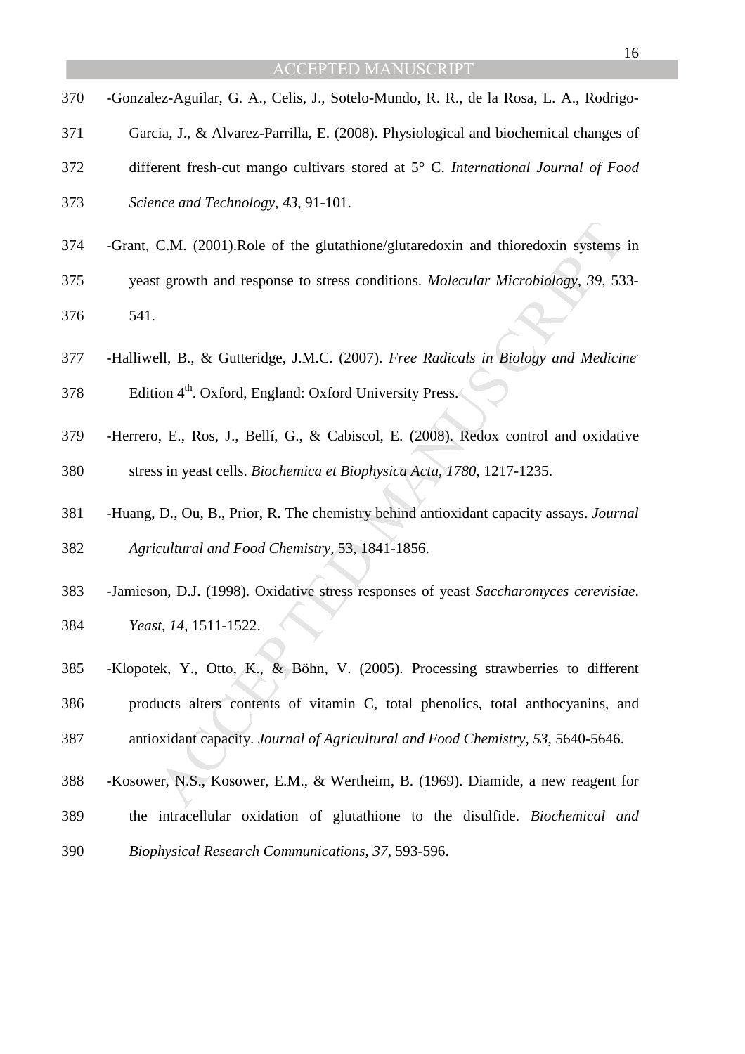-Gonzalez-Aguilar, G. A., Celis, J., Sotelo-Mundo, R. R., de la Rosa, L. A., Rodrigo-Garcia, J., & Alvarez-Parrilla, E. (2008). Physiological and biochemical changes of different fresh-cut mango cultivars stored at 5° C. *International Journal of Food Science and Technology*, *43*, 91-101.

-Grant, C.M. (2001).Role of the glutathione/glutaredoxin and thioredoxin systems in yeast growth and response to stress conditions. *Molecular Microbiology*, *39*, 533-541.

-Halliwell, B., & Gutteridge, J.M.C. (2007). *Free Radicals in Biology and Medicine*. Edition 4th. Oxford, England: Oxford University Press.

-Herrero, E., Ros, J., Bellí, G., & Cabiscol, E. (2008). Redox control and oxidative stress in yeast cells. *Biochemica et Biophysica Acta*, *1780*, 1217-1235.

-Huang, D., Ou, B., Prior, R. The chemistry behind antioxidant capacity assays. *Journal Agricultural and Food Chemistry*, 53, 1841-1856.

-Jamieson, D.J. (1998). Oxidative stress responses of yeast *Saccharomyces cerevisiae*. *Yeast*, *14*, 1511-1522.

-Klopotek, Y., Otto, K., & Böhn, V. (2005). Processing strawberries to different products alters contents of vitamin C, total phenolics, total anthocyanins, and antioxidant capacity. *Journal of Agricultural and Food Chemistry*, *53*, 5640-5646.

-Kosower, N.S., Kosower, E.M., & Wertheim, B. (1969). Diamide, a new reagent for the intracellular oxidation of glutathione to the disulfide. *Biochemical and Biophysical Research Communications*, *37*, 593-596.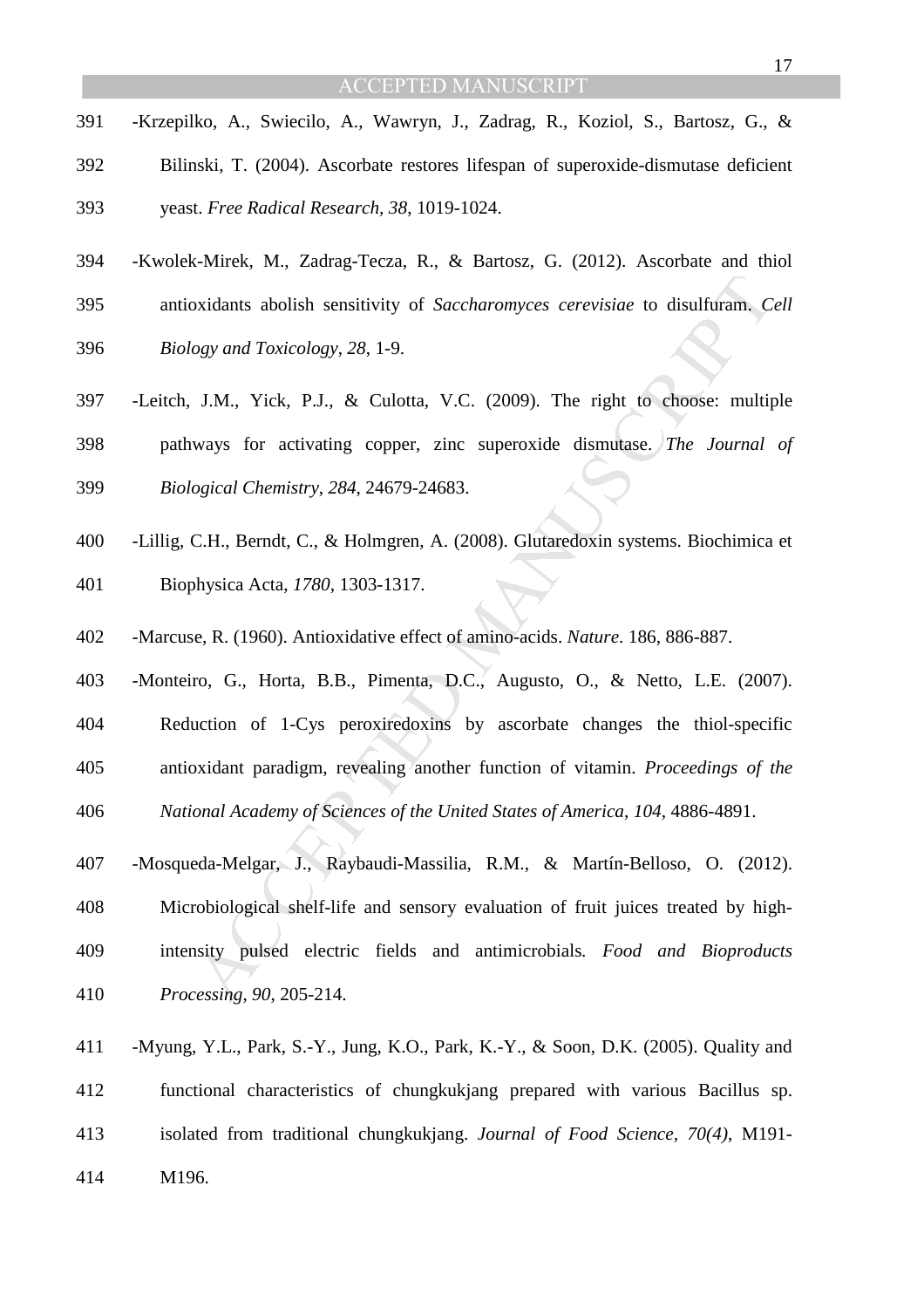-Krzepilko, A., Swiecilo, A., Wawryn, J., Zadrag, R., Koziol, S., Bartosz, G., & Bilinski, T. (2004). Ascorbate restores lifespan of superoxide-dismutase deficient yeast. *Free Radical Research, 38*, 1019-1024.

-Kwolek-Mirek, M., Zadrag-Tecza, R., & Bartosz, G. (2012). Ascorbate and thiol antioxidants abolish sensitivity of *Saccharomyces cerevisiae* to disulfuram. *Cell Biology and Toxicology*, *28*, 1-9.

-Leitch, J.M., Yick, P.J., & Culotta, V.C. (2009). The right to choose: multiple pathways for activating copper, zinc superoxide dismutase. *The Journal of Biological Chemistry*, *284*, 24679-24683.

-Lillig, C.H., Berndt, C., & Holmgren, A. (2008). Glutaredoxin systems. Biochimica et Biophysica Acta, *1780*, 1303-1317.

-Marcuse, R. (1960). Antioxidative effect of amino-acids. *Nature*. 186, 886-887.

-Monteiro, G., Horta, B.B., Pimenta, D.C., Augusto, O., & Netto, L.E. (2007). Reduction of 1-Cys peroxiredoxins by ascorbate changes the thiol-specific antioxidant paradigm, revealing another function of vitamin. *Proceedings of the National Academy of Sciences of the United States of America*, *104*, 4886-4891.

-Mosqueda-Melgar, J., Raybaudi-Massilia, R.M., & Martín-Belloso, O. (2012). Microbiological shelf-life and sensory evaluation of fruit juices treated by high-intensity pulsed electric fields and antimicrobials*. Food and Bioproducts Processing, 90*, 205-214*.*

-Myung, Y.L., Park, S.-Y., Jung, K.O., Park, K.-Y., & Soon, D.K. (2005). Quality and functional characteristics of chungkukjang prepared with various Bacillus sp. isolated from traditional chungkukjang. *Journal of Food Science, 70(4)*, M191-M196.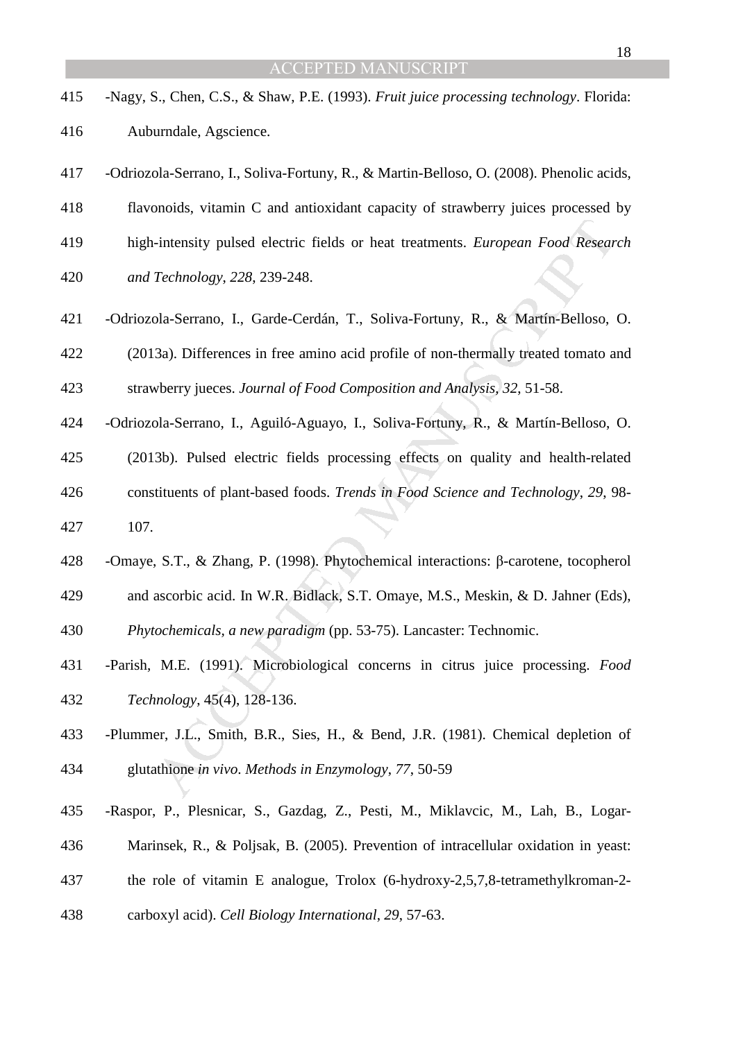-Nagy, S., Chen, C.S., & Shaw, P.E. (1993). *Fruit juice processing technology*. Florida: Auburndale, Agscience.

-Odriozola-Serrano, I., Soliva-Fortuny, R., & Martin-Belloso, O. (2008). Phenolic acids, flavonoids, vitamin C and antioxidant capacity of strawberry juices processed by high-intensity pulsed electric fields or heat treatments. *European Food Research and Technology*, *228*, 239-248.

-Odriozola-Serrano, I., Garde-Cerdán, T., Soliva-Fortuny, R., & Martín-Belloso, O. (2013a). Differences in free amino acid profile of non-thermally treated tomato and strawberry jueces. *Journal of Food Composition and Analysis, 32*, 51-58.

-Odriozola-Serrano, I., Aguiló-Aguayo, I., Soliva-Fortuny, R., & Martín-Belloso, O. (2013b). Pulsed electric fields processing effects on quality and health-related constituents of plant-based foods. *Trends in Food Science and Technology*, *29*, 98-107.

-Omaye, S.T., & Zhang, P. (1998). Phytochemical interactions: β-carotene, tocopherol and ascorbic acid. In W.R. Bidlack, S.T. Omaye, M.S., Meskin, & D. Jahner (Eds), *Phytochemicals, a new paradigm* (pp. 53-75). Lancaster: Technomic.

-Parish, M.E. (1991). Microbiological concerns in citrus juice processing. *Food Technology*, 45(4), 128-136.

-Plummer, J.L., Smith, B.R., Sies, H., & Bend, J.R. (1981). Chemical depletion of glutathione *in vivo*. *Methods in Enzymology*, *77*, 50-59

-Raspor, P., Plesnicar, S., Gazdag, Z., Pesti, M., Miklavcic, M., Lah, B., Logar-Marinsek, R., & Poljsak, B. (2005). Prevention of intracellular oxidation in yeast: the role of vitamin E analogue, Trolox (6-hydroxy-2,5,7,8-tetramethylkroman-2-carboxyl acid). *Cell Biology International*, *29*, 57-63.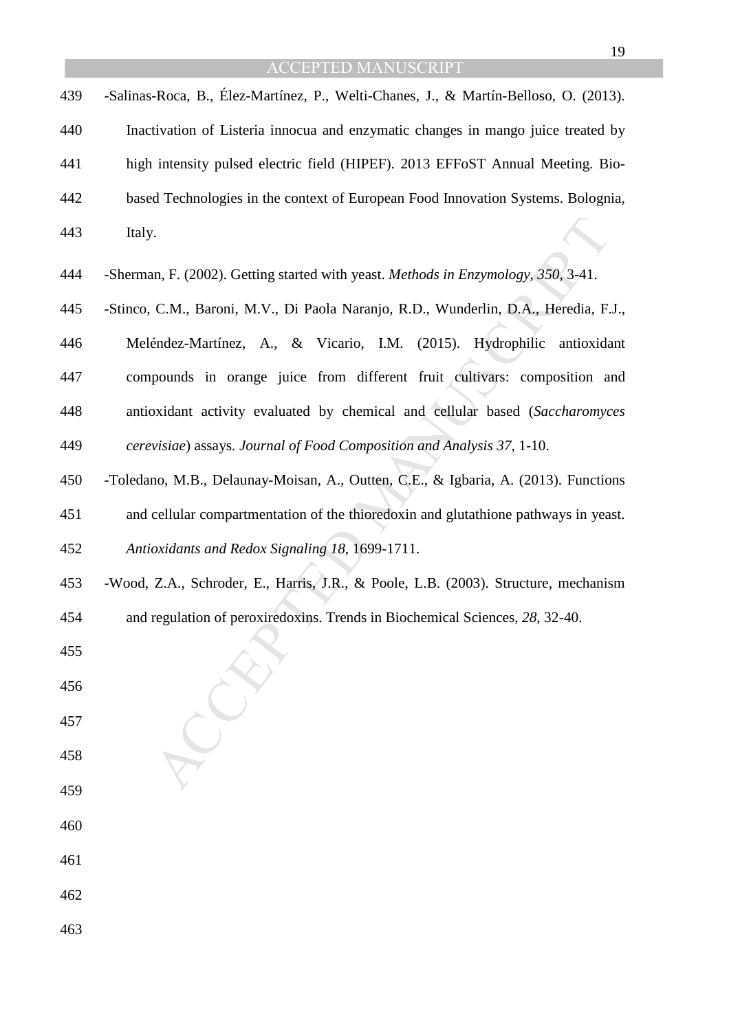-Salinas-Roca, B., Élez-Martínez, P., Welti-Chanes, J., & Martín-Belloso, O. (2013). Inactivation of Listeria innocua and enzymatic changes in mango juice treated by high intensity pulsed electric field (HIPEF). 2013 EFFoST Annual Meeting. Bio-based Technologies in the context of European Food Innovation Systems. Bologna, Italy.

-Sherman, F. (2002). Getting started with yeast. *Methods in Enzymology, 350*, 3-41.

-Stinco, C.M., Baroni, M.V., Di Paola Naranjo, R.D., Wunderlin, D.A., Heredia, F.J., Meléndez-Martínez, A., & Vicario, I.M. (2015). Hydrophilic antioxidant compounds in orange juice from different fruit cultivars: composition and antioxidant activity evaluated by chemical and cellular based (*Saccharomyces cerevisiae*) assays. *Journal of Food Composition and Analysis 37*, 1-10.

-Toledano, M.B., Delaunay-Moisan, A., Outten, C.E., & Igbaria, A. (2013). Functions and cellular compartmentation of the thioredoxin and glutathione pathways in yeast. *Antioxidants and Redox Signaling 18*, 1699-1711.

-Wood, Z.A., Schroder, E., Harris, J.R., & Poole, L.B. (2003). Structure, mechanism and regulation of peroxiredoxins. Trends in Biochemical Sciences, *28*, 32-40.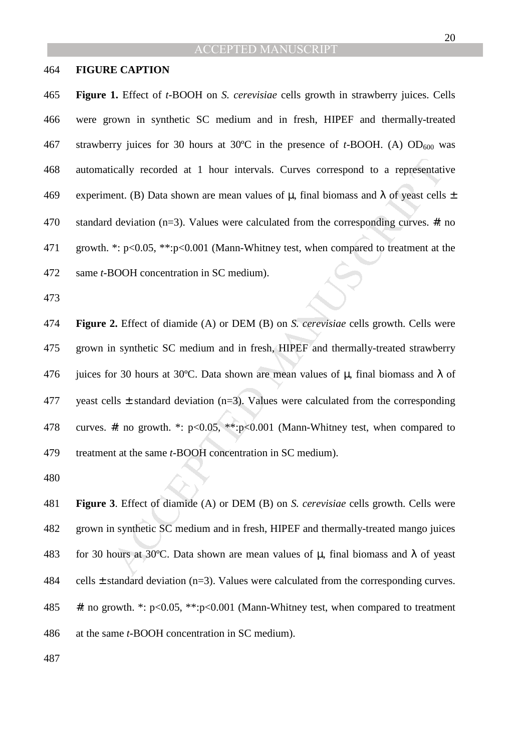## FIGURE CAPTION

**Figure 1.** Effect of *t*-BOOH on *S. cerevisiae* cells growth in strawberry juices. Cells were grown in synthetic SC medium and in fresh, HIPEF and thermally-treated strawberry juices for 30 hours at 30ºC in the presence of *t*-BOOH. (A) $OD_{600}$ was automatically recorded at 1 hour intervals. Curves correspond to a representative experiment. (B) Data shown are mean values of μ, final biomass and λ of yeast cells ± standard deviation (n=3). Values were calculated from the corresponding curves. #: no growth. *: $p<0.05$, **:$p<0.001$ (Mann-Whitney test, when compared to treatment at the same *t*-BOOH concentration in SC medium).

**Figure 2.** Effect of diamide (A) or DEM (B) on *S. cerevisiae* cells growth. Cells were grown in synthetic SC medium and in fresh, HIPEF and thermally-treated strawberry juices for 30 hours at 30ºC. Data shown are mean values of μ, final biomass and λ of yeast cells ± standard deviation (n=3). Values were calculated from the corresponding curves. #: no growth. *: $p<0.05$, **:$p<0.001$ (Mann-Whitney test, when compared to treatment at the same *t*-BOOH concentration in SC medium).

**Figure 3**. Effect of diamide (A) or DEM (B) on *S. cerevisiae* cells growth. Cells were grown in synthetic SC medium and in fresh, HIPEF and thermally-treated mango juices for 30 hours at 30ºC. Data shown are mean values of μ, final biomass and λ of yeast cells ± standard deviation (n=3). Values were calculated from the corresponding curves. #: no growth. *: $p<0.05$, **:$p<0.001$ (Mann-Whitney test, when compared to treatment at the same *t*-BOOH concentration in SC medium).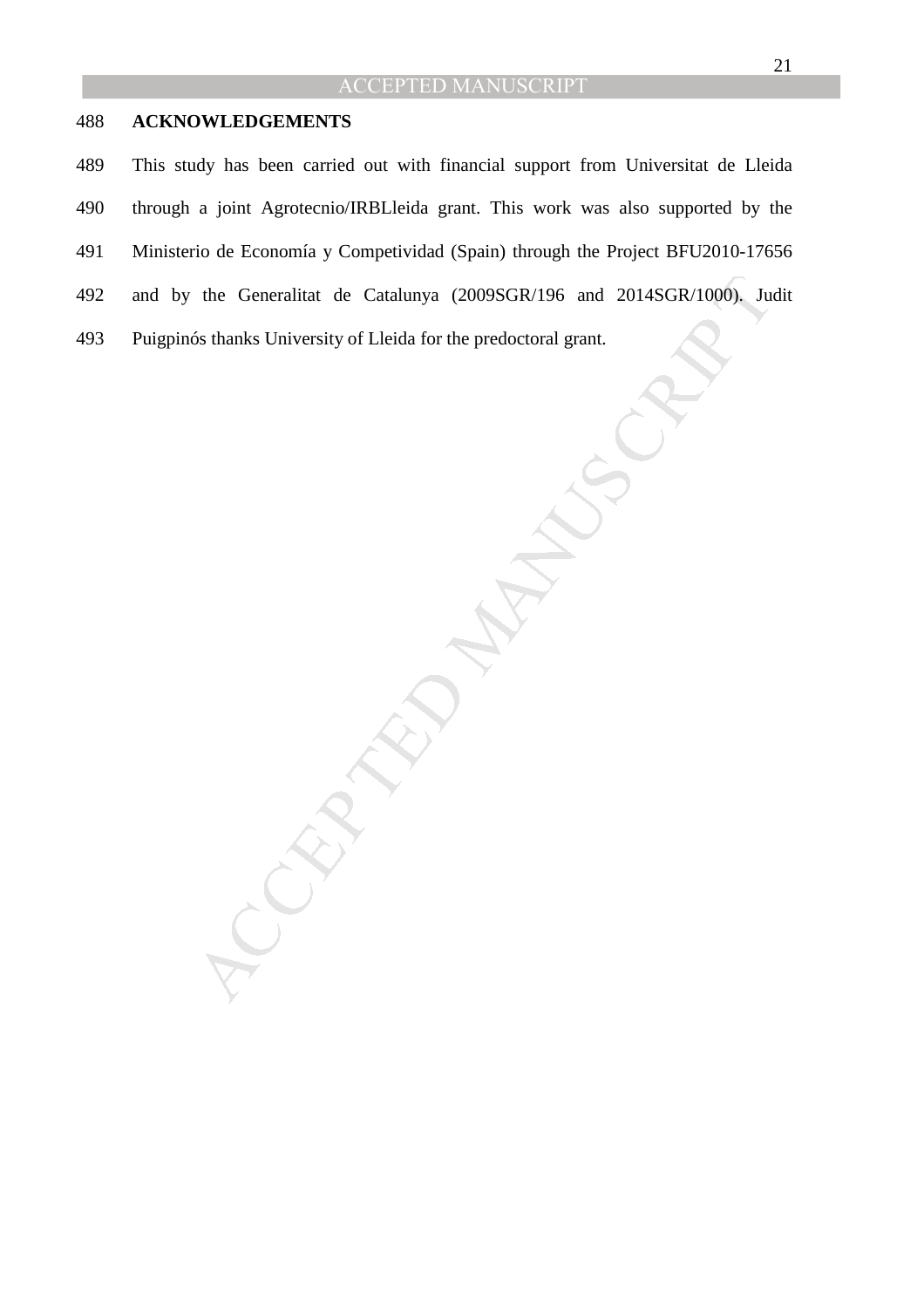## ACKNOWLEDGEMENTS

This study has been carried out with financial support from Universitat de Lleida through a joint Agrotecnio/IRBLleida grant. This work was also supported by the Ministerio de Economía y Competividad (Spain) through the Project BFU2010-17656 and by the Generalitat de Catalunya (2009SGR/196 and 2014SGR/1000). Judit Puigpinós thanks University of Lleida for the predoctoral grant.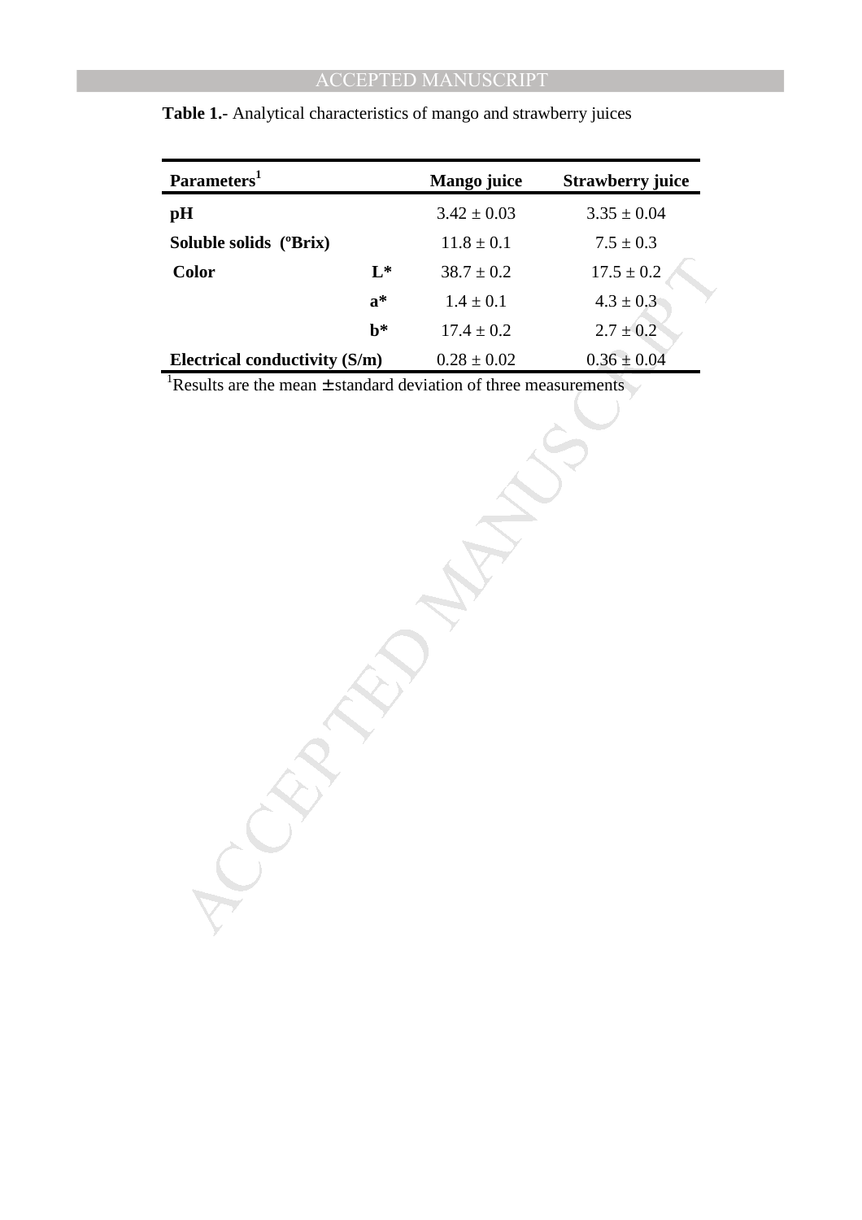**Table 1.-** Analytical characteristics of mango and strawberry juices

| Parameters[1] | | Mango juice | Strawberry juice |
|---|---|---|---|
| **pH** | | 3.42 ± 0.03 | 3.35 ± 0.04 |
| **Soluble solids (ºBrix)** | | 11.8 ± 0.1 | 7.5 ± 0.3 |
| **Color** | **L*** | 38.7 ± 0.2 | 17.5 ± 0.2 |
| | **a*** | 1.4 ± 0.1 | 4.3 ± 0.3 |
| | **b*** | 17.4 ± 0.2 | 2.7 ± 0.2 |
| **Electrical conductivity (S/m)** | | 0.28 ± 0.02 | 0.36 ± 0.04 |

[1]Results are the mean ± standard deviation of three measurements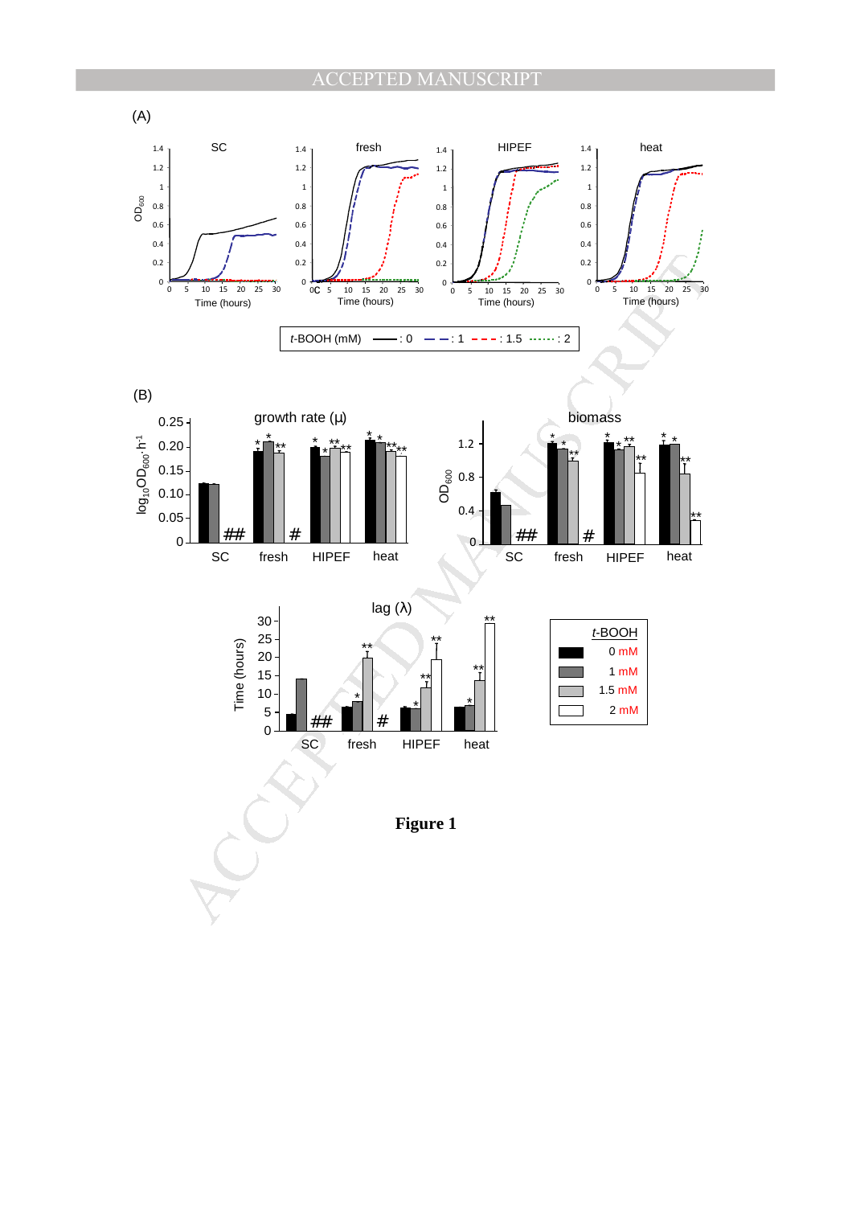(A)

(B)

**Figure 1**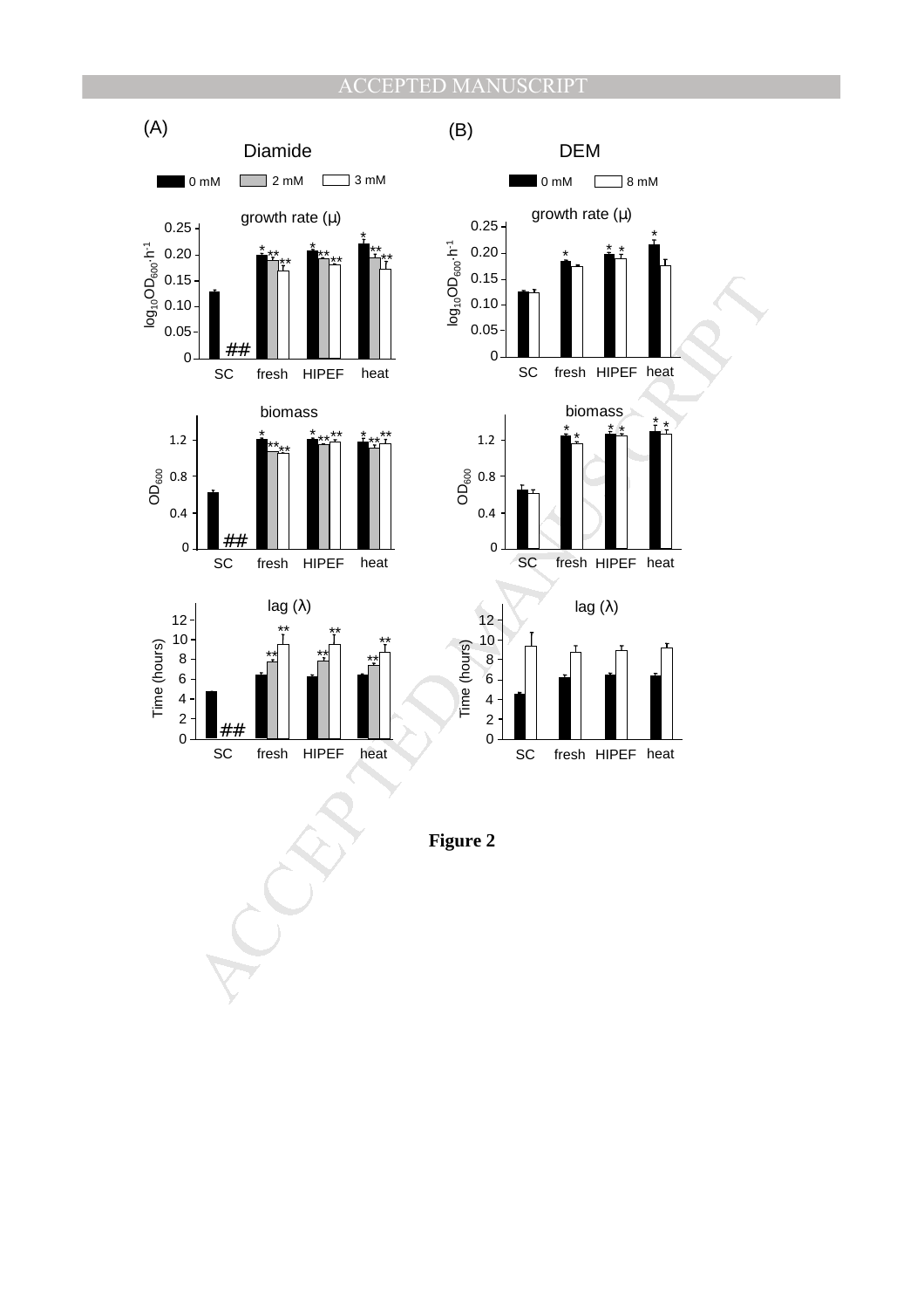**Figure 2**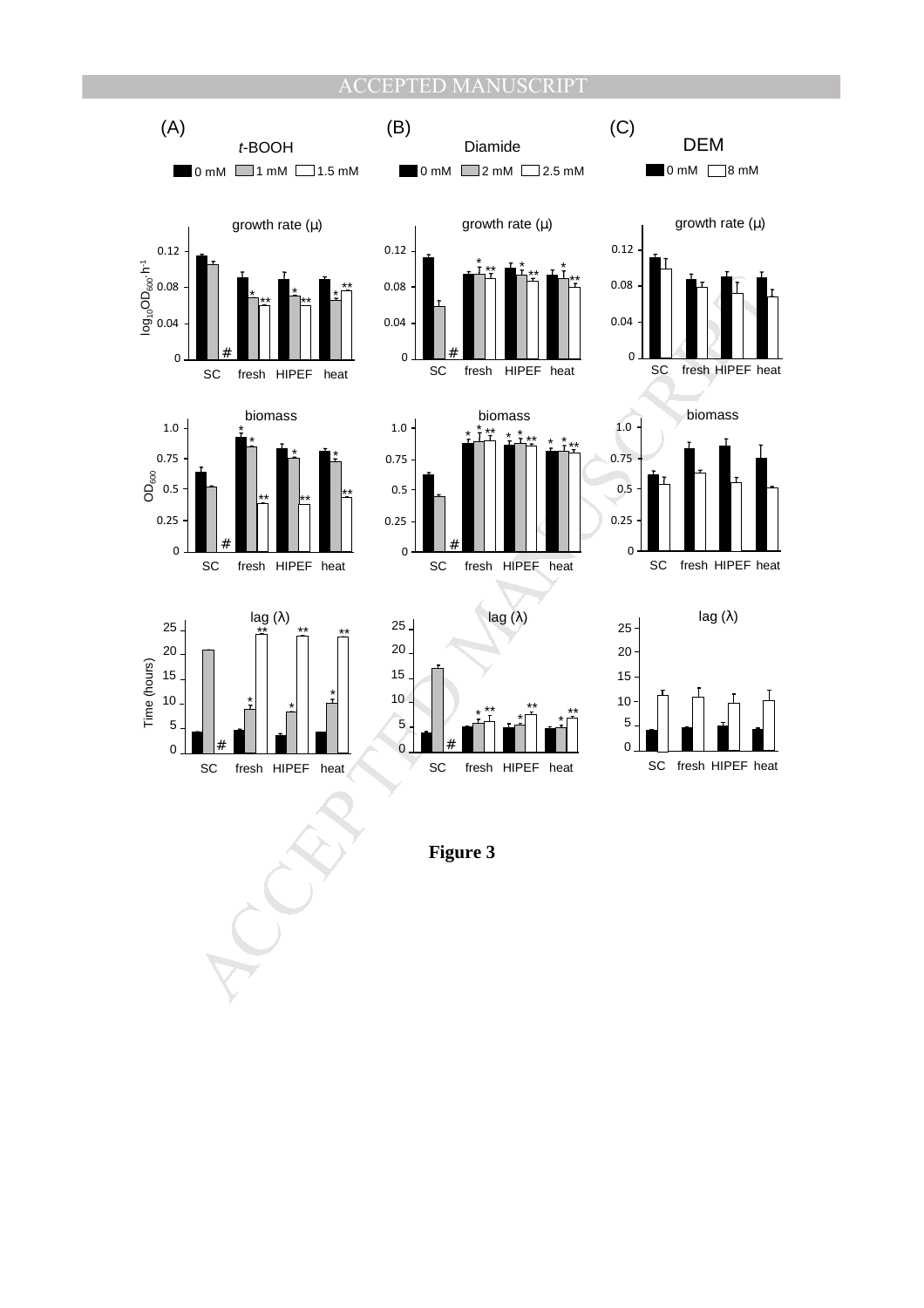**Figure 3**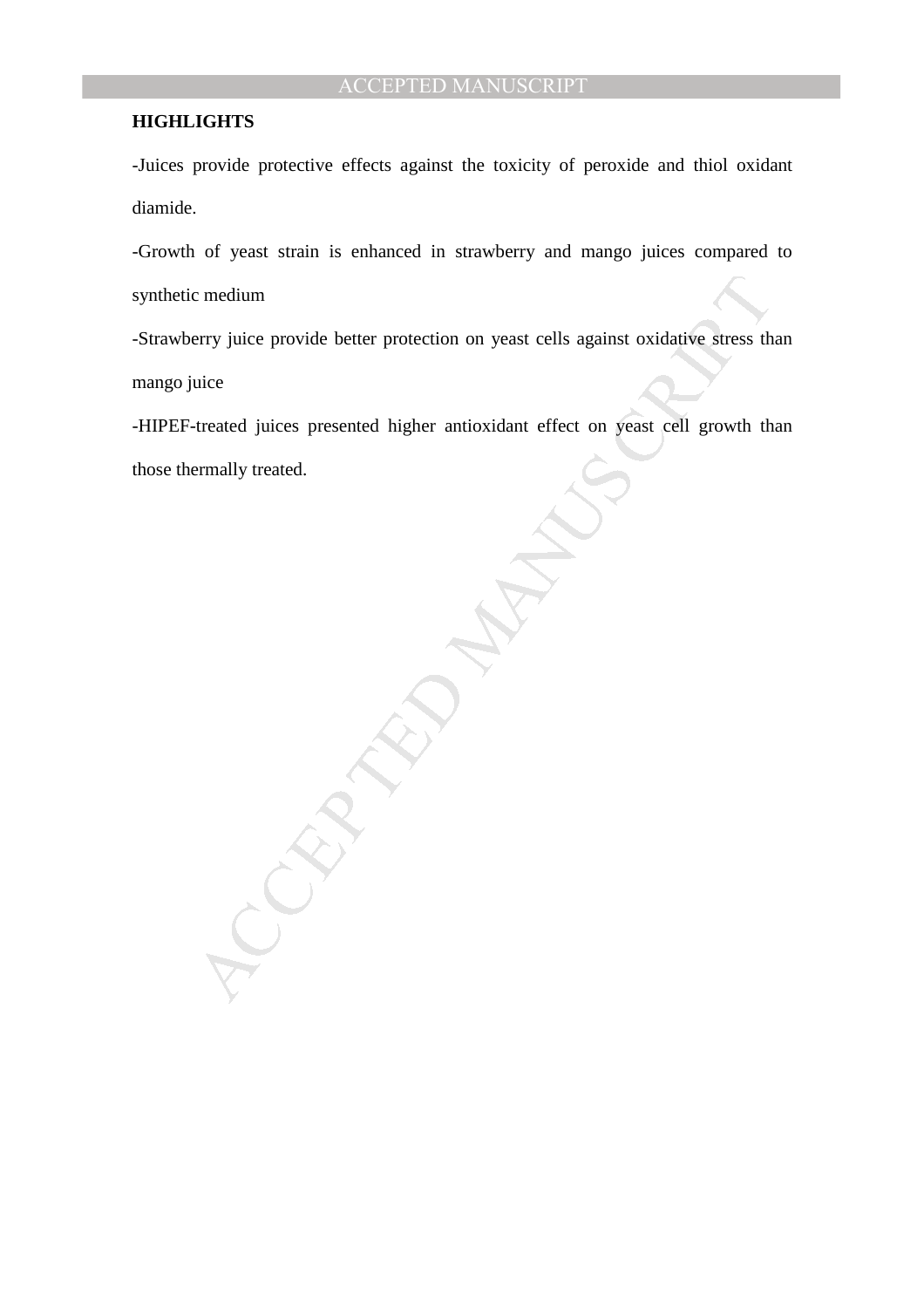**HIGHLIGHTS**

-Juices provide protective effects against the toxicity of peroxide and thiol oxidant diamide.

-Growth of yeast strain is enhanced in strawberry and mango juices compared to synthetic medium

-Strawberry juice provide better protection on yeast cells against oxidative stress than mango juice

-HIPEF-treated juices presented higher antioxidant effect on yeast cell growth than those thermally treated.